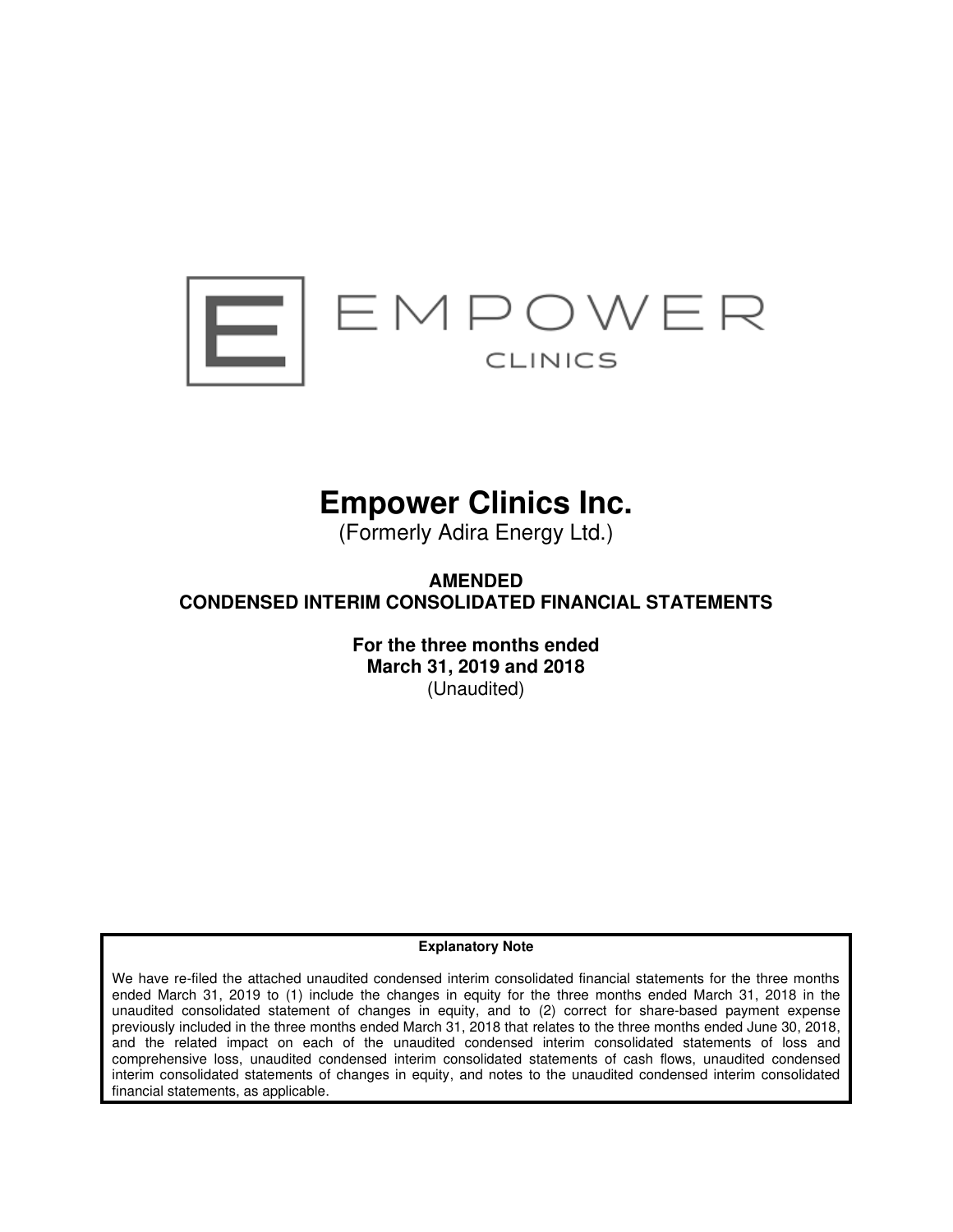EMPOWER
CLINICS

# Empower Clinics Inc.

(Formerly Adira Energy Ltd.)

## AMENDED
## CONDENSED INTERIM CONSOLIDATED FINANCIAL STATEMENTS

**For the three months ended**
**March 31, 2019 and 2018**
(Unaudited)

**Explanatory Note**

We have re-filed the attached unaudited condensed interim consolidated financial statements for the three months ended March 31, 2019 to (1) include the changes in equity for the three months ended March 31, 2018 in the unaudited consolidated statement of changes in equity, and to (2) correct for share-based payment expense previously included in the three months ended March 31, 2018 that relates to the three months ended June 30, 2018, and the related impact on each of the unaudited condensed interim consolidated statements of loss and comprehensive loss, unaudited condensed interim consolidated statements of cash flows, unaudited condensed interim consolidated statements of changes in equity, and notes to the unaudited condensed interim consolidated financial statements, as applicable.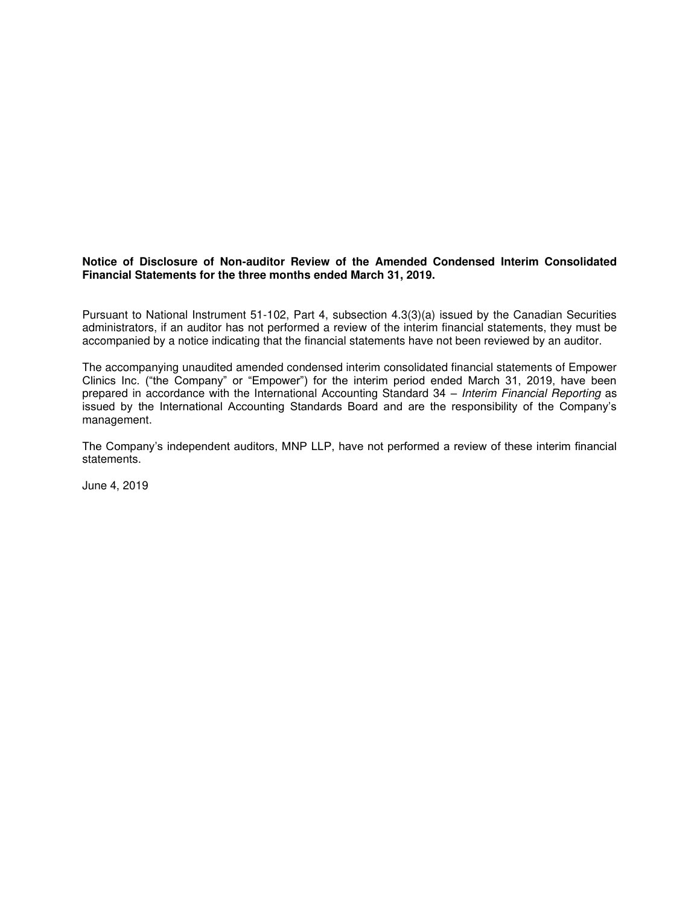**Notice of Disclosure of Non-auditor Review of the Amended Condensed Interim Consolidated Financial Statements for the three months ended March 31, 2019.**

Pursuant to National Instrument 51-102, Part 4, subsection 4.3(3)(a) issued by the Canadian Securities administrators, if an auditor has not performed a review of the interim financial statements, they must be accompanied by a notice indicating that the financial statements have not been reviewed by an auditor.

The accompanying unaudited amended condensed interim consolidated financial statements of Empower Clinics Inc. ("the Company" or "Empower") for the interim period ended March 31, 2019, have been prepared in accordance with the International Accounting Standard 34 – *Interim Financial Reporting* as issued by the International Accounting Standards Board and are the responsibility of the Company's management.

The Company's independent auditors, MNP LLP, have not performed a review of these interim financial statements.

June 4, 2019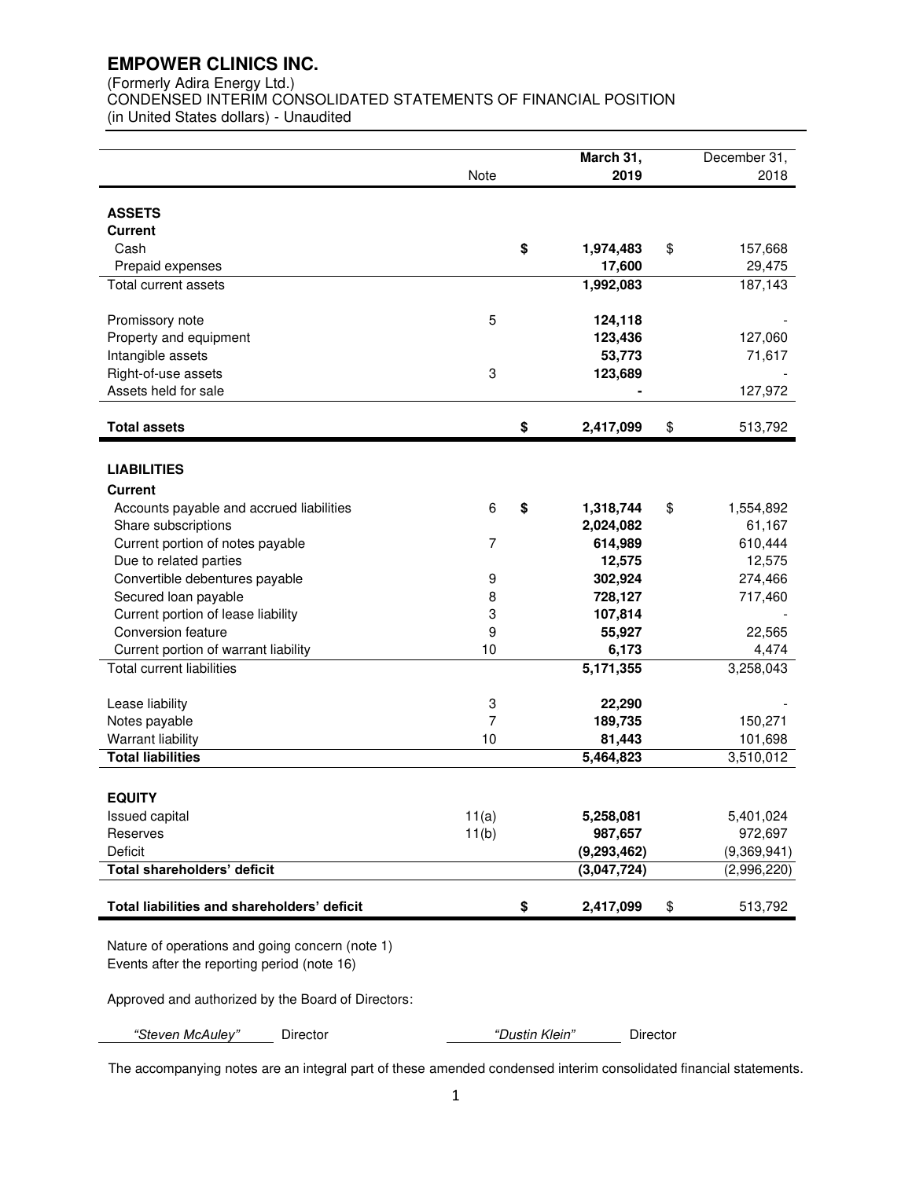# EMPOWER CLINICS INC.

(Formerly Adira Energy Ltd.)
CONDENSED INTERIM CONSOLIDATED STATEMENTS OF FINANCIAL POSITION
(in United States dollars) - Unaudited

| | Note | March 31, 2019 | December 31, 2018 |
|---|---|---|---|
| **ASSETS** | | | |
| **Current** | | | |
| Cash | | **$ 1,974,483** | $ 157,668 |
| Prepaid expenses | | **17,600** | 29,475 |
| Total current assets | | **1,992,083** | 187,143 |
| | | | |
| Promissory note | 5 | **124,118** | - |
| Property and equipment | | **123,436** | 127,060 |
| Intangible assets | | **53,773** | 71,617 |
| Right-of-use assets | 3 | **123,689** | - |
| Assets held for sale | | **-** | 127,972 |
| | | | |
| **Total assets** | | **$ 2,417,099** | $ 513,792 |
| | | | |
| **LIABILITIES** | | | |
| **Current** | | | |
| Accounts payable and accrued liabilities | 6 | **$ 1,318,744** | $ 1,554,892 |
| Share subscriptions | | **2,024,082** | 61,167 |
| Current portion of notes payable | 7 | **614,989** | 610,444 |
| Due to related parties | | **12,575** | 12,575 |
| Convertible debentures payable | 9 | **302,924** | 274,466 |
| Secured loan payable | 8 | **728,127** | 717,460 |
| Current portion of lease liability | 3 | **107,814** | - |
| Conversion feature | 9 | **55,927** | 22,565 |
| Current portion of warrant liability | 10 | **6,173** | 4,474 |
| Total current liabilities | | **5,171,355** | 3,258,043 |
| | | | |
| Lease liability | 3 | **22,290** | - |
| Notes payable | 7 | **189,735** | 150,271 |
| Warrant liability | 10 | **81,443** | 101,698 |
| **Total liabilities** | | **5,464,823** | 3,510,012 |
| | | | |
| **EQUITY** | | | |
| Issued capital | 11(a) | **5,258,081** | 5,401,024 |
| Reserves | 11(b) | **987,657** | 972,697 |
| Deficit | | **(9,293,462)** | (9,369,941) |
| **Total shareholders' deficit** | | **(3,047,724)** | (2,996,220) |
| | | | |
| **Total liabilities and shareholders' deficit** | | **$ 2,417,099** | $ 513,792 |

Nature of operations and going concern (note 1)
Events after the reporting period (note 16)

Approved and authorized by the Board of Directors:

*"Steven McAuley"* Director &nbsp;&nbsp;&nbsp;&nbsp; *"Dustin Klein"* Director

The accompanying notes are an integral part of these amended condensed interim consolidated financial statements.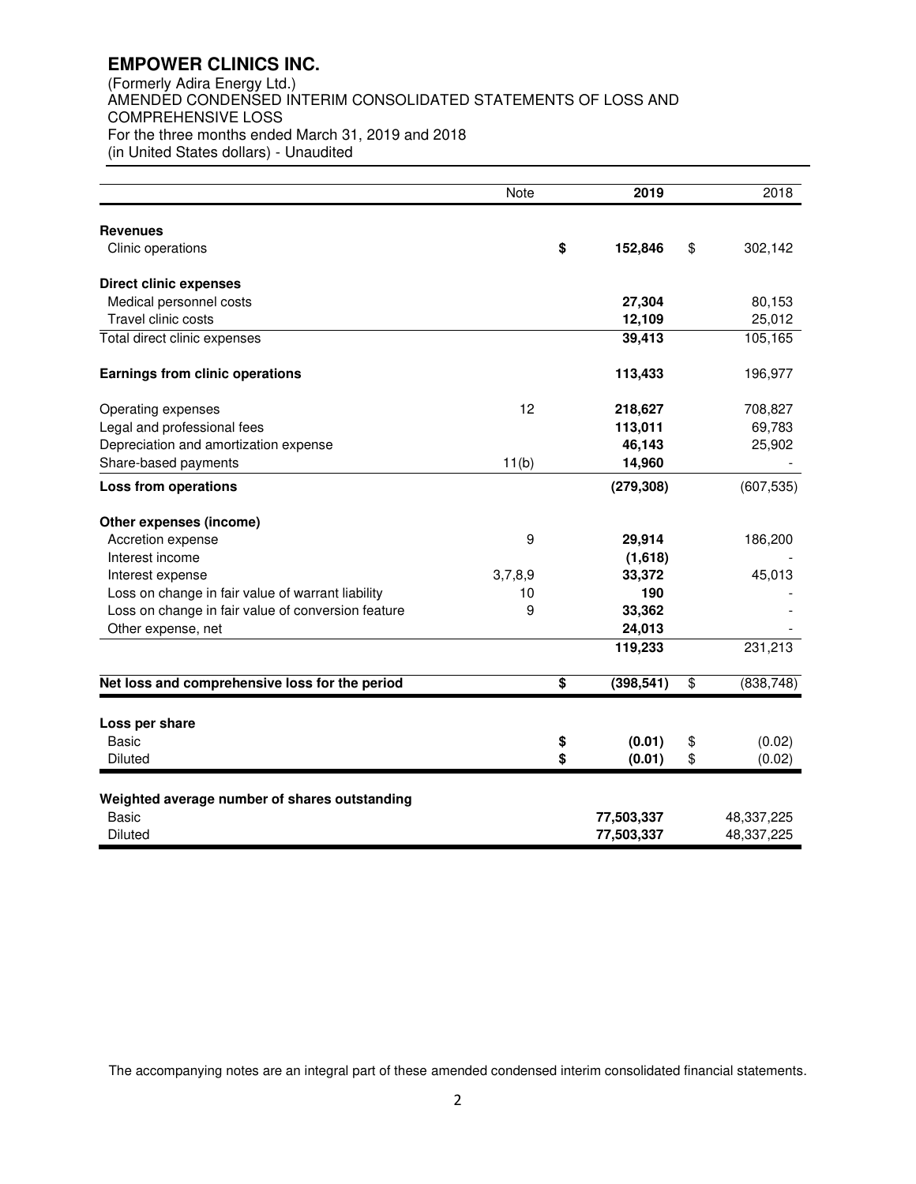# EMPOWER CLINICS INC.

(Formerly Adira Energy Ltd.)
AMENDED CONDENSED INTERIM CONSOLIDATED STATEMENTS OF LOSS AND COMPREHENSIVE LOSS
For the three months ended March 31, 2019 and 2018
(in United States dollars) - Unaudited

| | Note | 2019 | 2018 |
|---|---|---|---|
| **Revenues** | | | |
| Clinic operations | | **$ 152,846** | $ 302,142 |
| **Direct clinic expenses** | | | |
| Medical personnel costs | | **27,304** | 80,153 |
| Travel clinic costs | | **12,109** | 25,012 |
| Total direct clinic expenses | | **39,413** | 105,165 |
| **Earnings from clinic operations** | | **113,433** | 196,977 |
| Operating expenses | 12 | **218,627** | 708,827 |
| Legal and professional fees | | **113,011** | 69,783 |
| Depreciation and amortization expense | | **46,143** | 25,902 |
| Share-based payments | 11(b) | **14,960** | - |
| **Loss from operations** | | **(279,308)** | (607,535) |
| **Other expenses (income)** | | | |
| Accretion expense | 9 | **29,914** | 186,200 |
| Interest income | | **(1,618)** | - |
| Interest expense | 3,7,8,9 | **33,372** | 45,013 |
| Loss on change in fair value of warrant liability | 10 | **190** | - |
| Loss on change in fair value of conversion feature | 9 | **33,362** | - |
| Other expense, net | | **24,013** | - |
| | | **119,233** | 231,213 |
| **Net loss and comprehensive loss for the period** | | **$ (398,541)** | $ (838,748) |
| **Loss per share** | | | |
| Basic | | **$ (0.01)** | $ (0.02) |
| Diluted | | **$ (0.01)** | $ (0.02) |
| **Weighted average number of shares outstanding** | | | |
| Basic | | **77,503,337** | 48,337,225 |
| Diluted | | **77,503,337** | 48,337,225 |

The accompanying notes are an integral part of these amended condensed interim consolidated financial statements.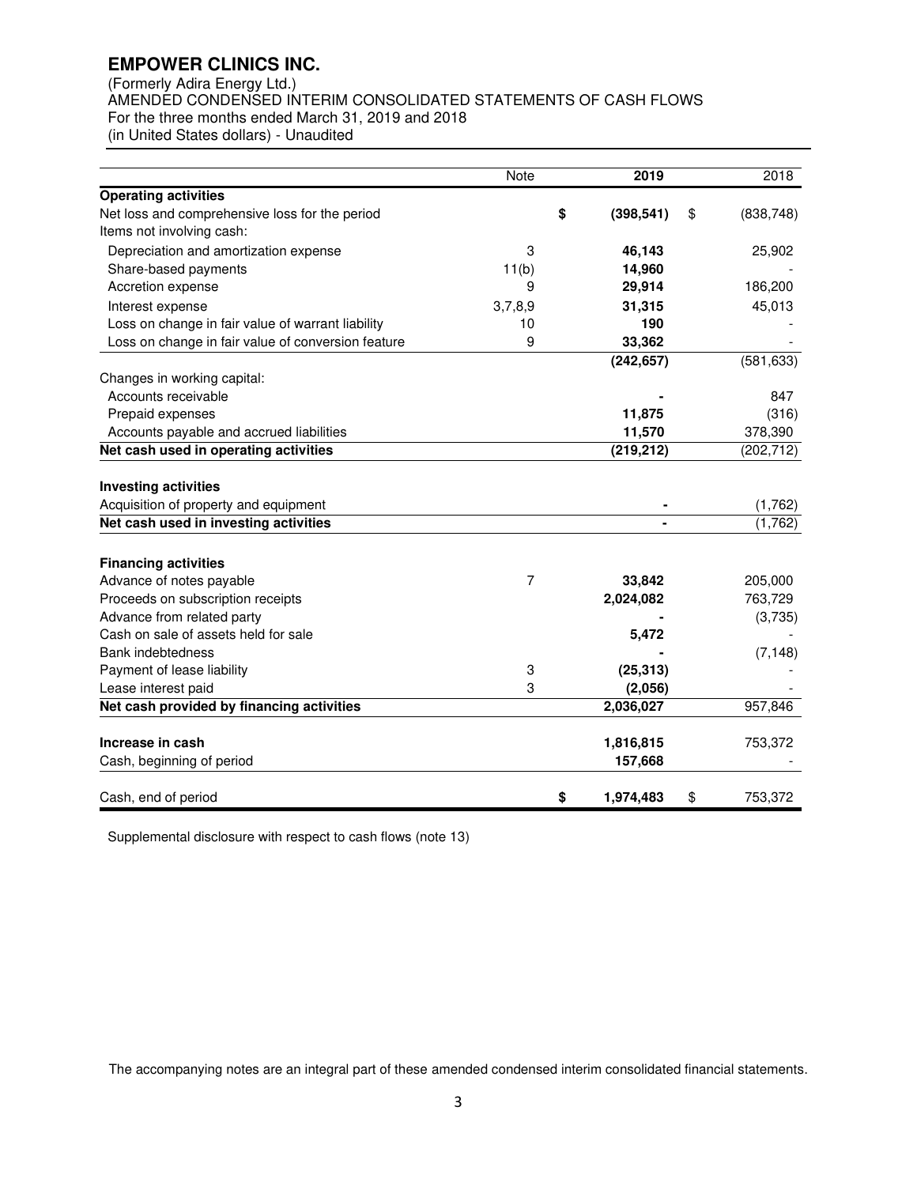# EMPOWER CLINICS INC.

(Formerly Adira Energy Ltd.)
AMENDED CONDENSED INTERIM CONSOLIDATED STATEMENTS OF CASH FLOWS
For the three months ended March 31, 2019 and 2018
(in United States dollars) - Unaudited

| | Note | 2019 | 2018 |
|---|---|---|---|
| **Operating activities** | | | |
| Net loss and comprehensive loss for the period | | **$ (398,541)** | $ (838,748) |
| Items not involving cash: | | | |
| Depreciation and amortization expense | 3 | **46,143** | 25,902 |
| Share-based payments | 11(b) | **14,960** | - |
| Accretion expense | 9 | **29,914** | 186,200 |
| Interest expense | 3,7,8,9 | **31,315** | 45,013 |
| Loss on change in fair value of warrant liability | 10 | **190** | - |
| Loss on change in fair value of conversion feature | 9 | **33,362** | - |
| | | **(242,657)** | (581,633) |
| Changes in working capital: | | | |
| Accounts receivable | | **-** | 847 |
| Prepaid expenses | | **11,875** | (316) |
| Accounts payable and accrued liabilities | | **11,570** | 378,390 |
| **Net cash used in operating activities** | | **(219,212)** | (202,712) |
| | | | |
| **Investing activities** | | | |
| Acquisition of property and equipment | | **-** | (1,762) |
| **Net cash used in investing activities** | | **-** | (1,762) |
| | | | |
| **Financing activities** | | | |
| Advance of notes payable | 7 | **33,842** | 205,000 |
| Proceeds on subscription receipts | | **2,024,082** | 763,729 |
| Advance from related party | | **-** | (3,735) |
| Cash on sale of assets held for sale | | **5,472** | - |
| Bank indebtedness | | **-** | (7,148) |
| Payment of lease liability | 3 | **(25,313)** | - |
| Lease interest paid | 3 | **(2,056)** | - |
| **Net cash provided by financing activities** | | **2,036,027** | 957,846 |
| | | | |
| **Increase in cash** | | **1,816,815** | 753,372 |
| Cash, beginning of period | | **157,668** | - |
| | | | |
| Cash, end of period | | **$ 1,974,483** | $ 753,372 |

Supplemental disclosure with respect to cash flows (note 13)

The accompanying notes are an integral part of these amended condensed interim consolidated financial statements.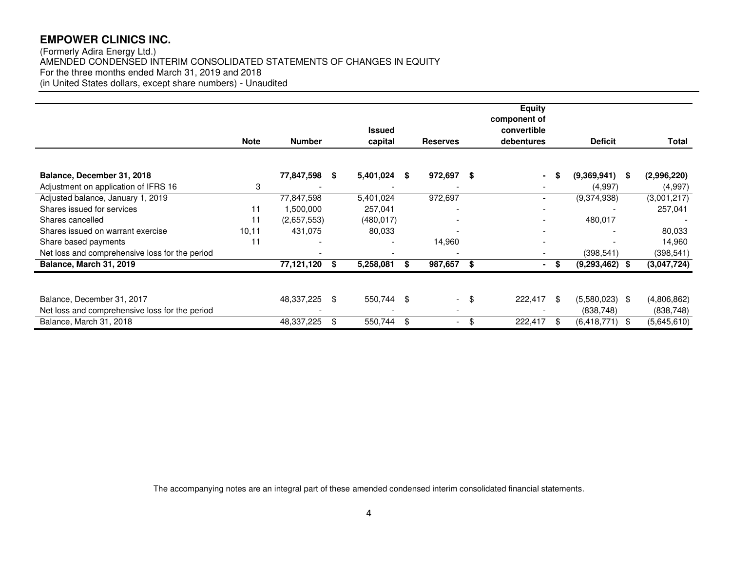**EMPOWER CLINICS INC.**

(Formerly Adira Energy Ltd.)
AMENDED CONDENSED INTERIM CONSOLIDATED STATEMENTS OF CHANGES IN EQUITY
For the three months ended March 31, 2019 and 2018
(in United States dollars, except share numbers) - Unaudited

| | Note | Number | Issued capital | Reserves | Equity component of convertible debentures | Deficit | Total |
|---|---|---|---|---|---|---|---|
| **Balance, December 31, 2018** | | **77,847,598** | **$ 5,401,024** | **$ 972,697** | **$ -** | **$ (9,369,941)** | **$ (2,996,220)** |
| Adjustment on application of IFRS 16 | 3 | - | - | - | - | (4,997) | (4,997) |
| Adjusted balance, January 1, 2019 | | 77,847,598 | 5,401,024 | 972,697 | - | (9,374,938) | (3,001,217) |
| Shares issued for services | 11 | 1,500,000 | 257,041 | - | - | - | 257,041 |
| Shares cancelled | 11 | (2,657,553) | (480,017) | - | - | 480,017 | - |
| Shares issued on warrant exercise | 10,11 | 431,075 | 80,033 | - | - | - | 80,033 |
| Share based payments | 11 | - | - | 14,960 | - | - | 14,960 |
| Net loss and comprehensive loss for the period | | - | - | - | - | (398,541) | (398,541) |
| **Balance, March 31, 2019** | | **77,121,120** | **$ 5,258,081** | **$ 987,657** | **$ -** | **$ (9,293,462)** | **$ (3,047,724)** |
| | | | | | | | |
| Balance, December 31, 2017 | | 48,337,225 | $ 550,744 | $ - | $ 222,417 | $ (5,580,023) | $ (4,806,862) |
| Net loss and comprehensive loss for the period | | - | - | - | - | (838,748) | (838,748) |
| Balance, March 31, 2018 | | 48,337,225 | $ 550,744 | $ - | $ 222,417 | $ (6,418,771) | $ (5,645,610) |

The accompanying notes are an integral part of these amended condensed interim consolidated financial statements.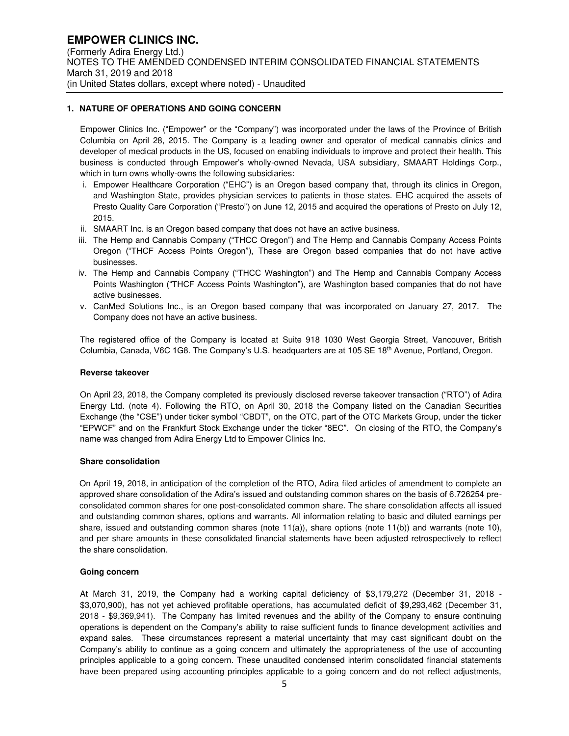## 1. NATURE OF OPERATIONS AND GOING CONCERN

Empower Clinics Inc. ("Empower" or the "Company") was incorporated under the laws of the Province of British Columbia on April 28, 2015. The Company is a leading owner and operator of medical cannabis clinics and developer of medical products in the US, focused on enabling individuals to improve and protect their health. This business is conducted through Empower's wholly-owned Nevada, USA subsidiary, SMAART Holdings Corp., which in turn owns wholly-owns the following subsidiaries:

i. Empower Healthcare Corporation ("EHC") is an Oregon based company that, through its clinics in Oregon, and Washington State, provides physician services to patients in those states. EHC acquired the assets of Presto Quality Care Corporation ("Presto") on June 12, 2015 and acquired the operations of Presto on July 12, 2015.
ii. SMAART Inc. is an Oregon based company that does not have an active business.
iii. The Hemp and Cannabis Company ("THCC Oregon") and The Hemp and Cannabis Company Access Points Oregon ("THCF Access Points Oregon"), These are Oregon based companies that do not have active businesses.
iv. The Hemp and Cannabis Company ("THCC Washington") and The Hemp and Cannabis Company Access Points Washington ("THCF Access Points Washington"), are Washington based companies that do not have active businesses.
v. CanMed Solutions Inc., is an Oregon based company that was incorporated on January 27, 2017. The Company does not have an active business.

The registered office of the Company is located at Suite 918 1030 West Georgia Street, Vancouver, British Columbia, Canada, V6C 1G8. The Company's U.S. headquarters are at 105 SE 18th Avenue, Portland, Oregon.

**Reverse takeover**

On April 23, 2018, the Company completed its previously disclosed reverse takeover transaction ("RTO") of Adira Energy Ltd. (note 4). Following the RTO, on April 30, 2018 the Company listed on the Canadian Securities Exchange (the "CSE") under ticker symbol "CBDT", on the OTC, part of the OTC Markets Group, under the ticker "EPWCF" and on the Frankfurt Stock Exchange under the ticker "8EC". On closing of the RTO, the Company's name was changed from Adira Energy Ltd to Empower Clinics Inc.

**Share consolidation**

On April 19, 2018, in anticipation of the completion of the RTO, Adira filed articles of amendment to complete an approved share consolidation of the Adira's issued and outstanding common shares on the basis of 6.726254 pre-consolidated common shares for one post-consolidated common share. The share consolidation affects all issued and outstanding common shares, options and warrants. All information relating to basic and diluted earnings per share, issued and outstanding common shares (note 11(a)), share options (note 11(b)) and warrants (note 10), and per share amounts in these consolidated financial statements have been adjusted retrospectively to reflect the share consolidation.

**Going concern**

At March 31, 2019, the Company had a working capital deficiency of $3,179,272 (December 31, 2018 - $3,070,900), has not yet achieved profitable operations, has accumulated deficit of $9,293,462 (December 31, 2018 - $9,369,941). The Company has limited revenues and the ability of the Company to ensure continuing operations is dependent on the Company's ability to raise sufficient funds to finance development activities and expand sales. These circumstances represent a material uncertainty that may cast significant doubt on the Company's ability to continue as a going concern and ultimately the appropriateness of the use of accounting principles applicable to a going concern. These unaudited condensed interim consolidated financial statements have been prepared using accounting principles applicable to a going concern and do not reflect adjustments,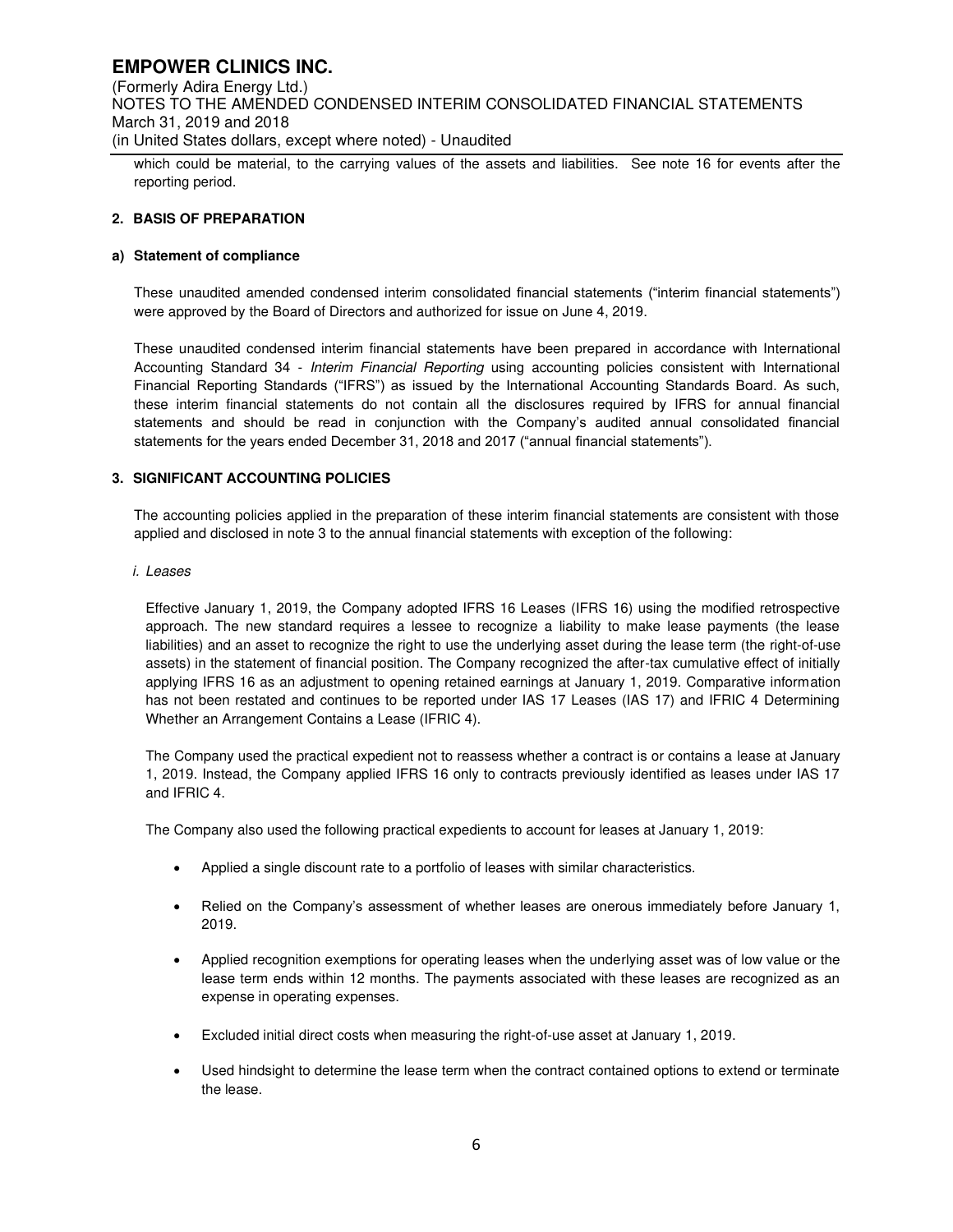which could be material, to the carrying values of the assets and liabilities. See note 16 for events after the reporting period.

## 2. BASIS OF PREPARATION

### a) Statement of compliance

These unaudited amended condensed interim consolidated financial statements ("interim financial statements") were approved by the Board of Directors and authorized for issue on June 4, 2019.

These unaudited condensed interim financial statements have been prepared in accordance with International Accounting Standard 34 - *Interim Financial Reporting* using accounting policies consistent with International Financial Reporting Standards ("IFRS") as issued by the International Accounting Standards Board. As such, these interim financial statements do not contain all the disclosures required by IFRS for annual financial statements and should be read in conjunction with the Company's audited annual consolidated financial statements for the years ended December 31, 2018 and 2017 ("annual financial statements").

## 3. SIGNIFICANT ACCOUNTING POLICIES

The accounting policies applied in the preparation of these interim financial statements are consistent with those applied and disclosed in note 3 to the annual financial statements with exception of the following:

*i. Leases*

Effective January 1, 2019, the Company adopted IFRS 16 Leases (IFRS 16) using the modified retrospective approach. The new standard requires a lessee to recognize a liability to make lease payments (the lease liabilities) and an asset to recognize the right to use the underlying asset during the lease term (the right-of-use assets) in the statement of financial position. The Company recognized the after-tax cumulative effect of initially applying IFRS 16 as an adjustment to opening retained earnings at January 1, 2019. Comparative information has not been restated and continues to be reported under IAS 17 Leases (IAS 17) and IFRIC 4 Determining Whether an Arrangement Contains a Lease (IFRIC 4).

The Company used the practical expedient not to reassess whether a contract is or contains a lease at January 1, 2019. Instead, the Company applied IFRS 16 only to contracts previously identified as leases under IAS 17 and IFRIC 4.

The Company also used the following practical expedients to account for leases at January 1, 2019:

- Applied a single discount rate to a portfolio of leases with similar characteristics.
- Relied on the Company's assessment of whether leases are onerous immediately before January 1, 2019.
- Applied recognition exemptions for operating leases when the underlying asset was of low value or the lease term ends within 12 months. The payments associated with these leases are recognized as an expense in operating expenses.
- Excluded initial direct costs when measuring the right-of-use asset at January 1, 2019.
- Used hindsight to determine the lease term when the contract contained options to extend or terminate the lease.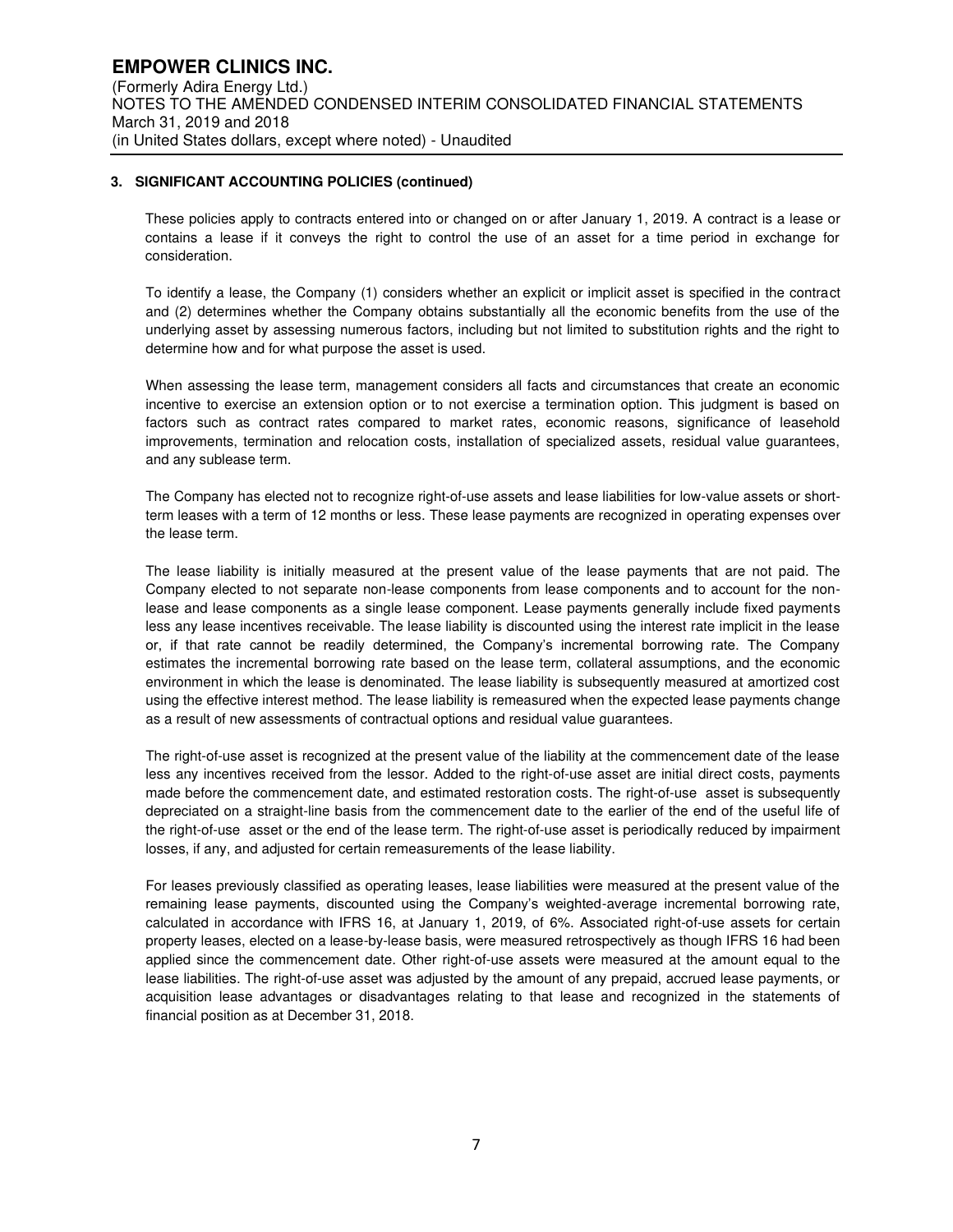### 3. SIGNIFICANT ACCOUNTING POLICIES (continued)

These policies apply to contracts entered into or changed on or after January 1, 2019. A contract is a lease or contains a lease if it conveys the right to control the use of an asset for a time period in exchange for consideration.

To identify a lease, the Company (1) considers whether an explicit or implicit asset is specified in the contract and (2) determines whether the Company obtains substantially all the economic benefits from the use of the underlying asset by assessing numerous factors, including but not limited to substitution rights and the right to determine how and for what purpose the asset is used.

When assessing the lease term, management considers all facts and circumstances that create an economic incentive to exercise an extension option or to not exercise a termination option. This judgment is based on factors such as contract rates compared to market rates, economic reasons, significance of leasehold improvements, termination and relocation costs, installation of specialized assets, residual value guarantees, and any sublease term.

The Company has elected not to recognize right-of-use assets and lease liabilities for low-value assets or short-term leases with a term of 12 months or less. These lease payments are recognized in operating expenses over the lease term.

The lease liability is initially measured at the present value of the lease payments that are not paid. The Company elected to not separate non-lease components from lease components and to account for the non-lease and lease components as a single lease component. Lease payments generally include fixed payments less any lease incentives receivable. The lease liability is discounted using the interest rate implicit in the lease or, if that rate cannot be readily determined, the Company's incremental borrowing rate. The Company estimates the incremental borrowing rate based on the lease term, collateral assumptions, and the economic environment in which the lease is denominated. The lease liability is subsequently measured at amortized cost using the effective interest method. The lease liability is remeasured when the expected lease payments change as a result of new assessments of contractual options and residual value guarantees.

The right-of-use asset is recognized at the present value of the liability at the commencement date of the lease less any incentives received from the lessor. Added to the right-of-use asset are initial direct costs, payments made before the commencement date, and estimated restoration costs. The right-of-use asset is subsequently depreciated on a straight-line basis from the commencement date to the earlier of the end of the useful life of the right-of-use asset or the end of the lease term. The right-of-use asset is periodically reduced by impairment losses, if any, and adjusted for certain remeasurements of the lease liability.

For leases previously classified as operating leases, lease liabilities were measured at the present value of the remaining lease payments, discounted using the Company's weighted-average incremental borrowing rate, calculated in accordance with IFRS 16, at January 1, 2019, of 6%. Associated right-of-use assets for certain property leases, elected on a lease-by-lease basis, were measured retrospectively as though IFRS 16 had been applied since the commencement date. Other right-of-use assets were measured at the amount equal to the lease liabilities. The right-of-use asset was adjusted by the amount of any prepaid, accrued lease payments, or acquisition lease advantages or disadvantages relating to that lease and recognized in the statements of financial position as at December 31, 2018.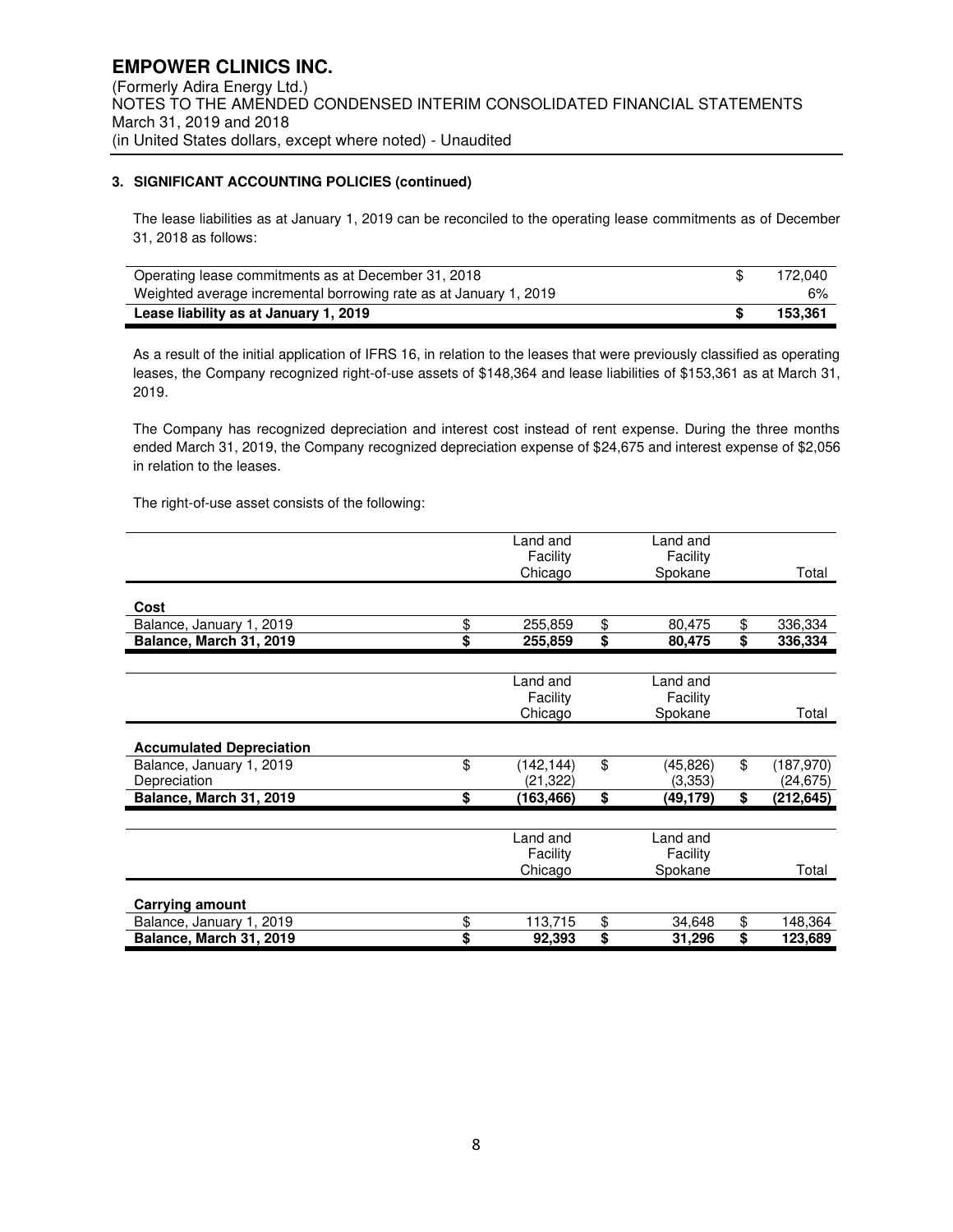### 3. SIGNIFICANT ACCOUNTING POLICIES (continued)

The lease liabilities as at January 1, 2019 can be reconciled to the operating lease commitments as of December 31, 2018 as follows:

| | | |
|---|---|---|
| Operating lease commitments as at December 31, 2018 | $ | 172,040 |
| Weighted average incremental borrowing rate as at January 1, 2019 | | 6% |
| **Lease liability as at January 1, 2019** | **$** | **153,361** |

As a result of the initial application of IFRS 16, in relation to the leases that were previously classified as operating leases, the Company recognized right-of-use assets of $148,364 and lease liabilities of $153,361 as at March 31, 2019.

The Company has recognized depreciation and interest cost instead of rent expense. During the three months ended March 31, 2019, the Company recognized depreciation expense of $24,675 and interest expense of $2,056 in relation to the leases.

The right-of-use asset consists of the following:

| | Land and Facility Chicago | Land and Facility Spokane | Total |
|---|---|---|---|
| **Cost** | | | |
| Balance, January 1, 2019 | $ 255,859 | $ 80,475 | $ 336,334 |
| **Balance, March 31, 2019** | **$ 255,859** | **$ 80,475** | **$ 336,334** |

| | Land and Facility Chicago | Land and Facility Spokane | Total |
|---|---|---|---|
| **Accumulated Depreciation** | | | |
| Balance, January 1, 2019 | $ (142,144) | $ (45,826) | $ (187,970) |
| Depreciation | (21,322) | (3,353) | (24,675) |
| **Balance, March 31, 2019** | **$ (163,466)** | **$ (49,179)** | **$ (212,645)** |

| | Land and Facility Chicago | Land and Facility Spokane | Total |
|---|---|---|---|
| **Carrying amount** | | | |
| Balance, January 1, 2019 | $ 113,715 | $ 34,648 | $ 148,364 |
| **Balance, March 31, 2019** | **$ 92,393** | **$ 31,296** | **$ 123,689** |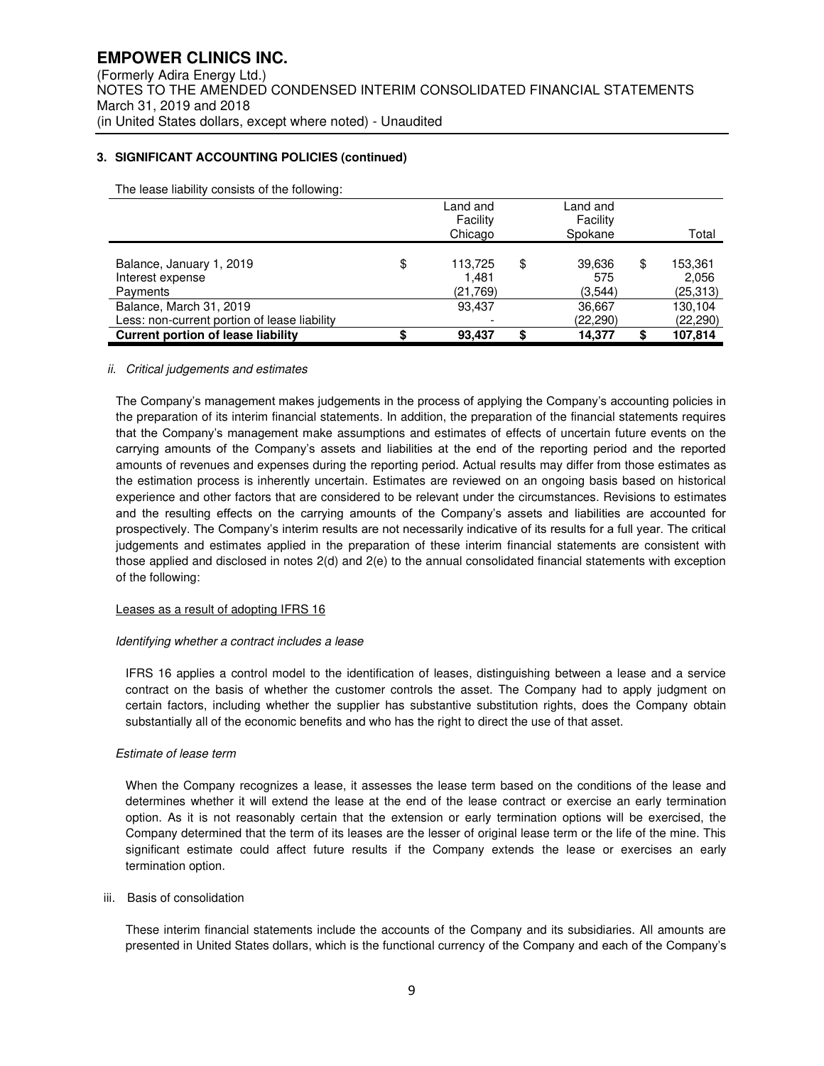## 3. SIGNIFICANT ACCOUNTING POLICIES (continued)

The lease liability consists of the following:

| | Land and Facility Chicago | Land and Facility Spokane | Total |
|---|---|---|---|
| Balance, January 1, 2019 | $ 113,725 | $ 39,636 | $ 153,361 |
| Interest expense | 1,481 | 575 | 2,056 |
| Payments | (21,769) | (3,544) | (25,313) |
| Balance, March 31, 2019 | 93,437 | 36,667 | 130,104 |
| Less: non-current portion of lease liability | - | (22,290) | (22,290) |
| **Current portion of lease liability** | **$ 93,437** | **$ 14,377** | **$ 107,814** |

*ii. Critical judgements and estimates*

The Company's management makes judgements in the process of applying the Company's accounting policies in the preparation of its interim financial statements. In addition, the preparation of the financial statements requires that the Company's management make assumptions and estimates of effects of uncertain future events on the carrying amounts of the Company's assets and liabilities at the end of the reporting period and the reported amounts of revenues and expenses during the reporting period. Actual results may differ from those estimates as the estimation process is inherently uncertain. Estimates are reviewed on an ongoing basis based on historical experience and other factors that are considered to be relevant under the circumstances. Revisions to estimates and the resulting effects on the carrying amounts of the Company's assets and liabilities are accounted for prospectively. The Company's interim results are not necessarily indicative of its results for a full year. The critical judgements and estimates applied in the preparation of these interim financial statements are consistent with those applied and disclosed in notes 2(d) and 2(e) to the annual consolidated financial statements with exception of the following:

Leases as a result of adopting IFRS 16

*Identifying whether a contract includes a lease*

IFRS 16 applies a control model to the identification of leases, distinguishing between a lease and a service contract on the basis of whether the customer controls the asset. The Company had to apply judgment on certain factors, including whether the supplier has substantive substitution rights, does the Company obtain substantially all of the economic benefits and who has the right to direct the use of that asset.

*Estimate of lease term*

When the Company recognizes a lease, it assesses the lease term based on the conditions of the lease and determines whether it will extend the lease at the end of the lease contract or exercise an early termination option. As it is not reasonably certain that the extension or early termination options will be exercised, the Company determined that the term of its leases are the lesser of original lease term or the life of the mine. This significant estimate could affect future results if the Company extends the lease or exercises an early termination option.

iii. Basis of consolidation

These interim financial statements include the accounts of the Company and its subsidiaries. All amounts are presented in United States dollars, which is the functional currency of the Company and each of the Company's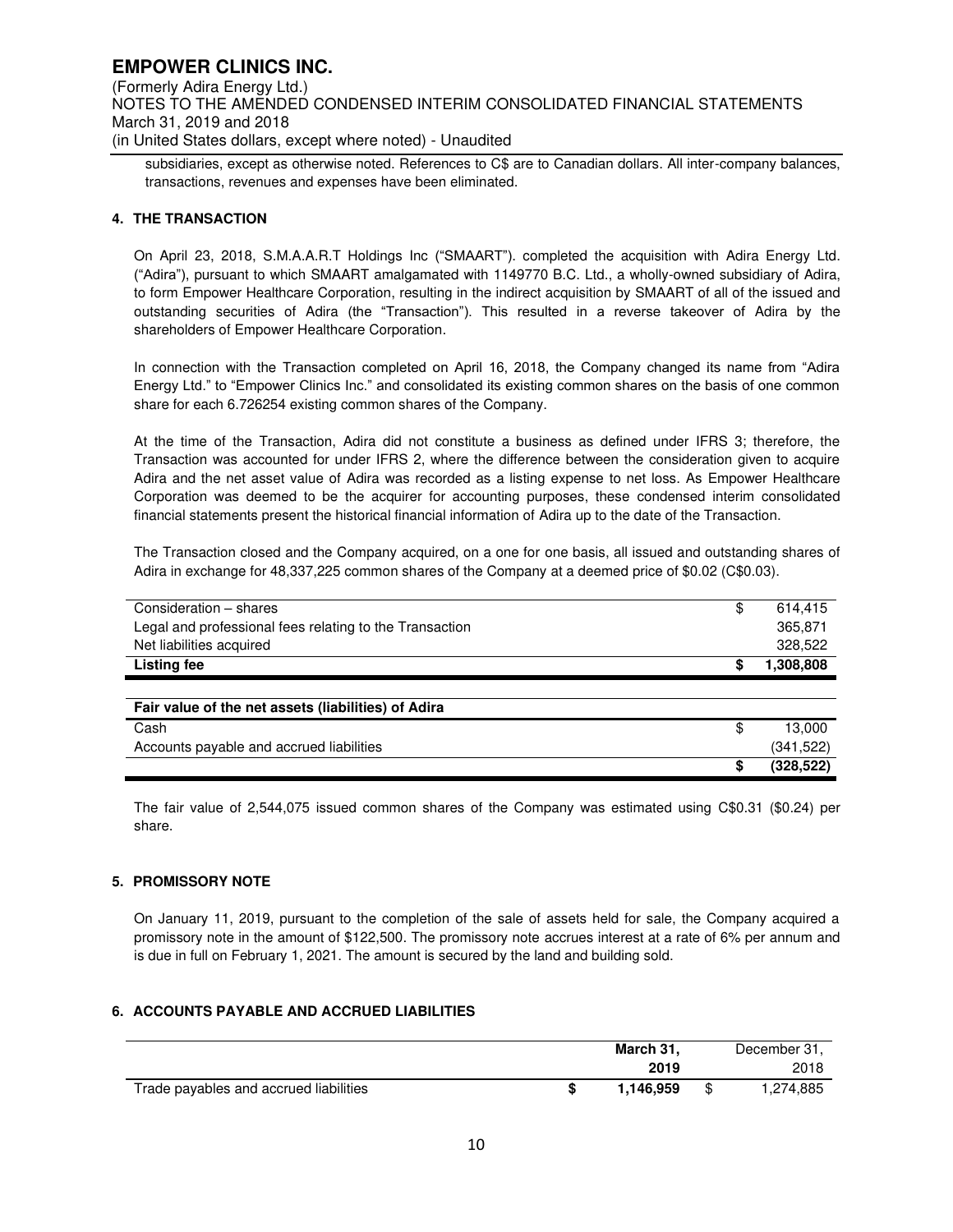subsidiaries, except as otherwise noted. References to C$ are to Canadian dollars. All inter-company balances, transactions, revenues and expenses have been eliminated.

## 4. THE TRANSACTION

On April 23, 2018, S.M.A.A.R.T Holdings Inc ("SMAART"). completed the acquisition with Adira Energy Ltd. ("Adira"), pursuant to which SMAART amalgamated with 1149770 B.C. Ltd., a wholly-owned subsidiary of Adira, to form Empower Healthcare Corporation, resulting in the indirect acquisition by SMAART of all of the issued and outstanding securities of Adira (the "Transaction"). This resulted in a reverse takeover of Adira by the shareholders of Empower Healthcare Corporation.

In connection with the Transaction completed on April 16, 2018, the Company changed its name from "Adira Energy Ltd." to "Empower Clinics Inc." and consolidated its existing common shares on the basis of one common share for each 6.726254 existing common shares of the Company.

At the time of the Transaction, Adira did not constitute a business as defined under IFRS 3; therefore, the Transaction was accounted for under IFRS 2, where the difference between the consideration given to acquire Adira and the net asset value of Adira was recorded as a listing expense to net loss. As Empower Healthcare Corporation was deemed to be the acquirer for accounting purposes, these condensed interim consolidated financial statements present the historical financial information of Adira up to the date of the Transaction.

The Transaction closed and the Company acquired, on a one for one basis, all issued and outstanding shares of Adira in exchange for 48,337,225 common shares of the Company at a deemed price of $0.02 (C$0.03).

| | | |
|---|---|---|
| Consideration – shares | $ | 614,415 |
| Legal and professional fees relating to the Transaction | | 365,871 |
| Net liabilities acquired | | 328,522 |
| **Listing fee** | **$** | **1,308,808** |

| **Fair value of the net assets (liabilities) of Adira** | | |
|---|---|---|
| Cash | $ | 13,000 |
| Accounts payable and accrued liabilities | | (341,522) |
| | **$** | **(328,522)** |

The fair value of 2,544,075 issued common shares of the Company was estimated using C$0.31 ($0.24) per share.

## 5. PROMISSORY NOTE

On January 11, 2019, pursuant to the completion of the sale of assets held for sale, the Company acquired a promissory note in the amount of $122,500. The promissory note accrues interest at a rate of 6% per annum and is due in full on February 1, 2021. The amount is secured by the land and building sold.

## 6. ACCOUNTS PAYABLE AND ACCRUED LIABILITIES

| | | **March 31, 2019** | | December 31, 2018 |
|---|---|---|---|---|
| Trade payables and accrued liabilities | **$** | **1,146,959** | $ | 1,274,885 |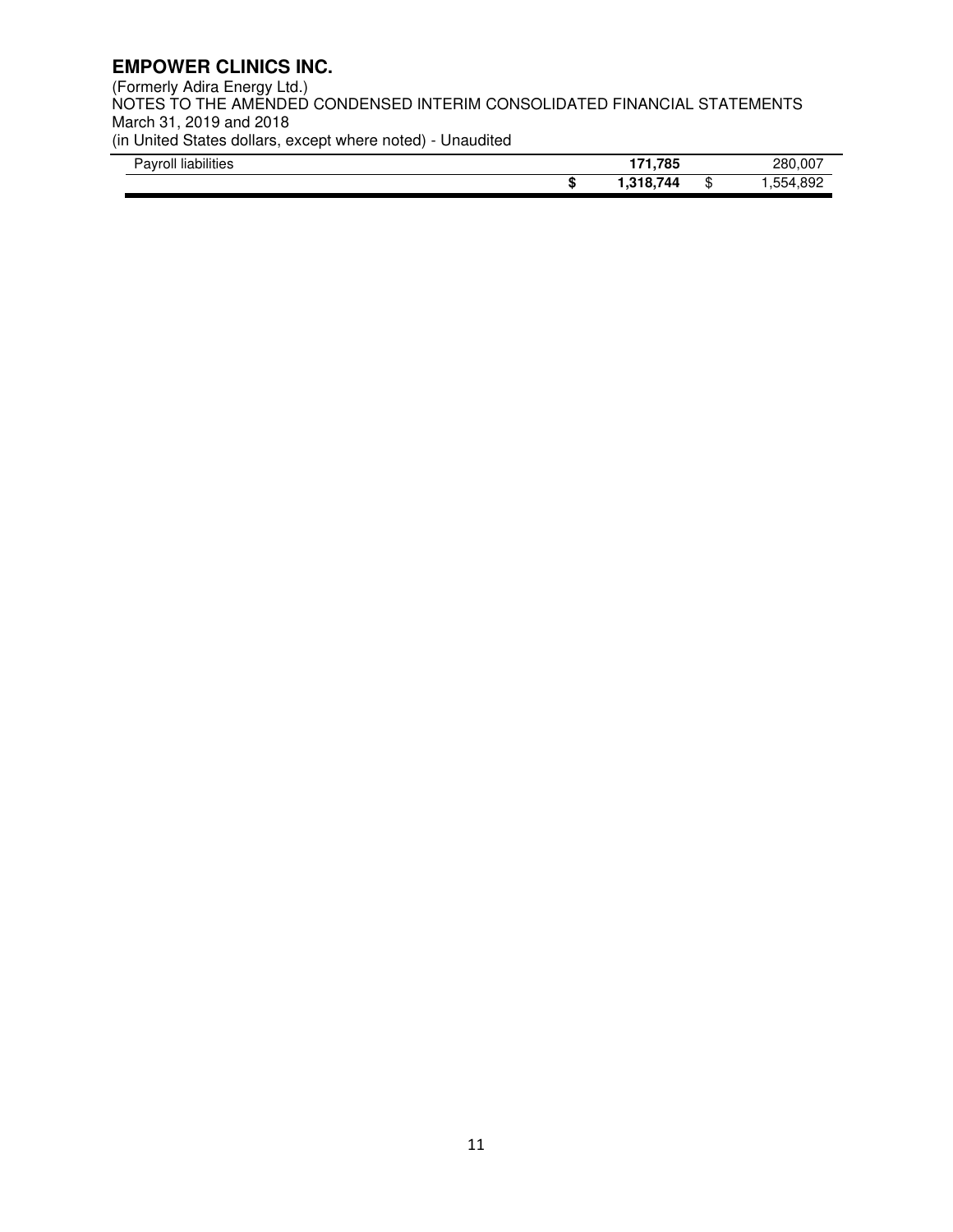| | | | | |
|---|---|---|---|---|
| Payroll liabilities | | **171,785** | | 280,007 |
| | **$** | **1,318,744** | $ | 1,554,892 |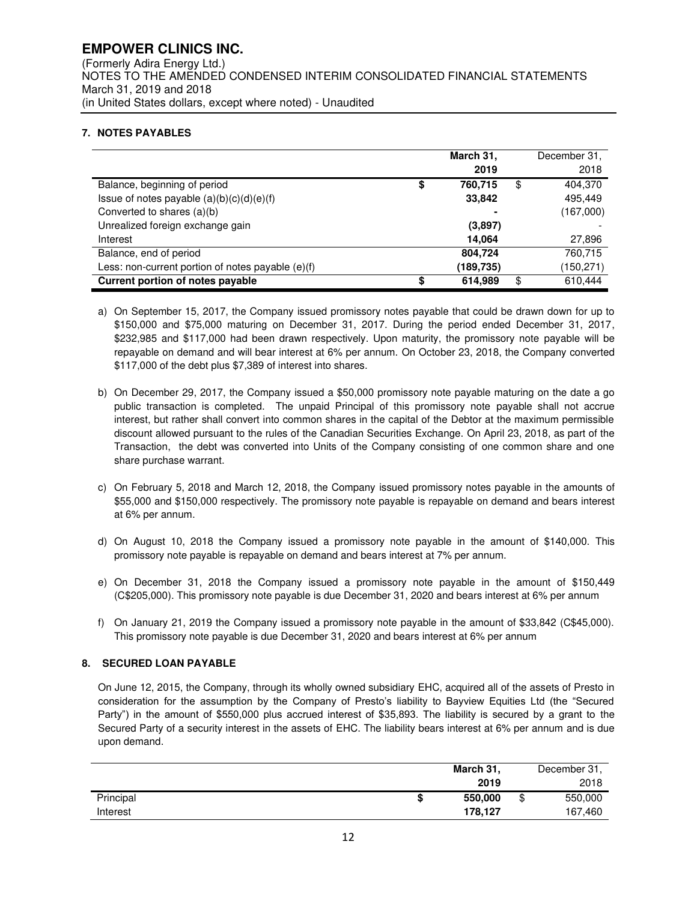**7. NOTES PAYABLES**

| | March 31, 2019 | December 31, 2018 |
|---|---|---|
| Balance, beginning of period | $ 760,715 | $ 404,370 |
| Issue of notes payable (a)(b)(c)(d)(e)(f) | 33,842 | 495,449 |
| Converted to shares (a)(b) | - | (167,000) |
| Unrealized foreign exchange gain | (3,897) | - |
| Interest | 14,064 | 27,896 |
| Balance, end of period | 804,724 | 760,715 |
| Less: non-current portion of notes payable (e)(f) | (189,735) | (150,271) |
| **Current portion of notes payable** | **$ 614,989** | **$ 610,444** |

a) On September 15, 2017, the Company issued promissory notes payable that could be drawn down for up to $150,000 and $75,000 maturing on December 31, 2017. During the period ended December 31, 2017, $232,985 and $117,000 had been drawn respectively. Upon maturity, the promissory note payable will be repayable on demand and will bear interest at 6% per annum. On October 23, 2018, the Company converted $117,000 of the debt plus $7,389 of interest into shares.

b) On December 29, 2017, the Company issued a $50,000 promissory note payable maturing on the date a go public transaction is completed. The unpaid Principal of this promissory note payable shall not accrue interest, but rather shall convert into common shares in the capital of the Debtor at the maximum permissible discount allowed pursuant to the rules of the Canadian Securities Exchange. On April 23, 2018, as part of the Transaction, the debt was converted into Units of the Company consisting of one common share and one share purchase warrant.

c) On February 5, 2018 and March 12, 2018, the Company issued promissory notes payable in the amounts of $55,000 and $150,000 respectively. The promissory note payable is repayable on demand and bears interest at 6% per annum.

d) On August 10, 2018 the Company issued a promissory note payable in the amount of $140,000. This promissory note payable is repayable on demand and bears interest at 7% per annum.

e) On December 31, 2018 the Company issued a promissory note payable in the amount of $150,449 (C$205,000). This promissory note payable is due December 31, 2020 and bears interest at 6% per annum

f) On January 21, 2019 the Company issued a promissory note payable in the amount of $33,842 (C$45,000). This promissory note payable is due December 31, 2020 and bears interest at 6% per annum

**8. SECURED LOAN PAYABLE**

On June 12, 2015, the Company, through its wholly owned subsidiary EHC, acquired all of the assets of Presto in consideration for the assumption by the Company of Presto's liability to Bayview Equities Ltd (the "Secured Party") in the amount of $550,000 plus accrued interest of $35,893. The liability is secured by a grant to the Secured Party of a security interest in the assets of EHC. The liability bears interest at 6% per annum and is due upon demand.

| | March 31, 2019 | December 31, 2018 |
|---|---|---|
| Principal | $ 550,000 | $ 550,000 |
| Interest | 178,127 | 167,460 |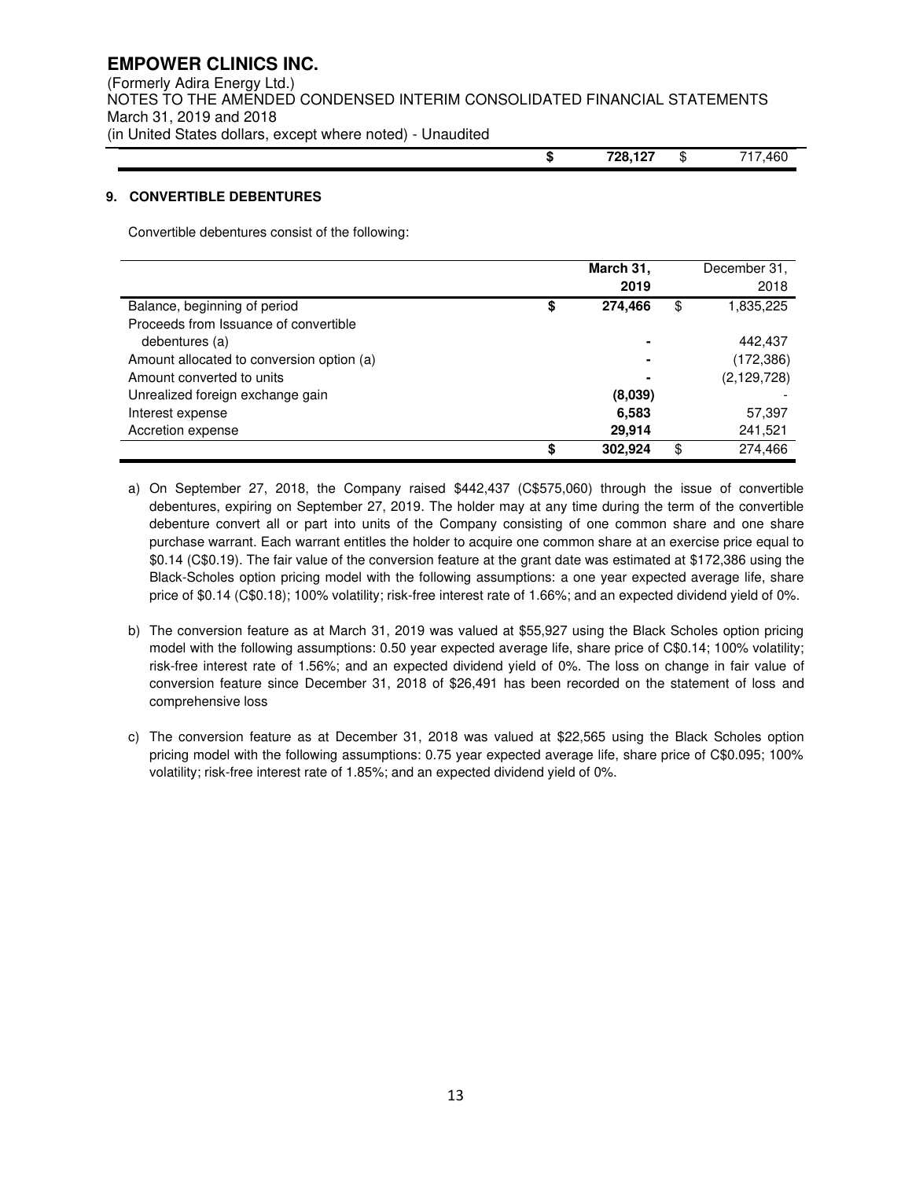| | | |
|---|---|---|
| | **$ 728,127** | $ 717,460 |

## 9. CONVERTIBLE DEBENTURES

Convertible debentures consist of the following:

| | **March 31, 2019** | December 31, 2018 |
|---|---|---|
| Balance, beginning of period | **$ 274,466** | $ 1,835,225 |
| Proceeds from Issuance of convertible debentures (a) | **-** | 442,437 |
| Amount allocated to conversion option (a) | **-** | (172,386) |
| Amount converted to units | **-** | (2,129,728) |
| Unrealized foreign exchange gain | **(8,039)** | - |
| Interest expense | **6,583** | 57,397 |
| Accretion expense | **29,914** | 241,521 |
| | **$ 302,924** | $ 274,466 |

a) On September 27, 2018, the Company raised $442,437 (C$575,060) through the issue of convertible debentures, expiring on September 27, 2019. The holder may at any time during the term of the convertible debenture convert all or part into units of the Company consisting of one common share and one share purchase warrant. Each warrant entitles the holder to acquire one common share at an exercise price equal to $0.14 (C$0.19). The fair value of the conversion feature at the grant date was estimated at $172,386 using the Black-Scholes option pricing model with the following assumptions: a one year expected average life, share price of $0.14 (C$0.18); 100% volatility; risk-free interest rate of 1.66%; and an expected dividend yield of 0%.

b) The conversion feature as at March 31, 2019 was valued at $55,927 using the Black Scholes option pricing model with the following assumptions: 0.50 year expected average life, share price of C$0.14; 100% volatility; risk-free interest rate of 1.56%; and an expected dividend yield of 0%. The loss on change in fair value of conversion feature since December 31, 2018 of $26,491 has been recorded on the statement of loss and comprehensive loss

c) The conversion feature as at December 31, 2018 was valued at $22,565 using the Black Scholes option pricing model with the following assumptions: 0.75 year expected average life, share price of C$0.095; 100% volatility; risk-free interest rate of 1.85%; and an expected dividend yield of 0%.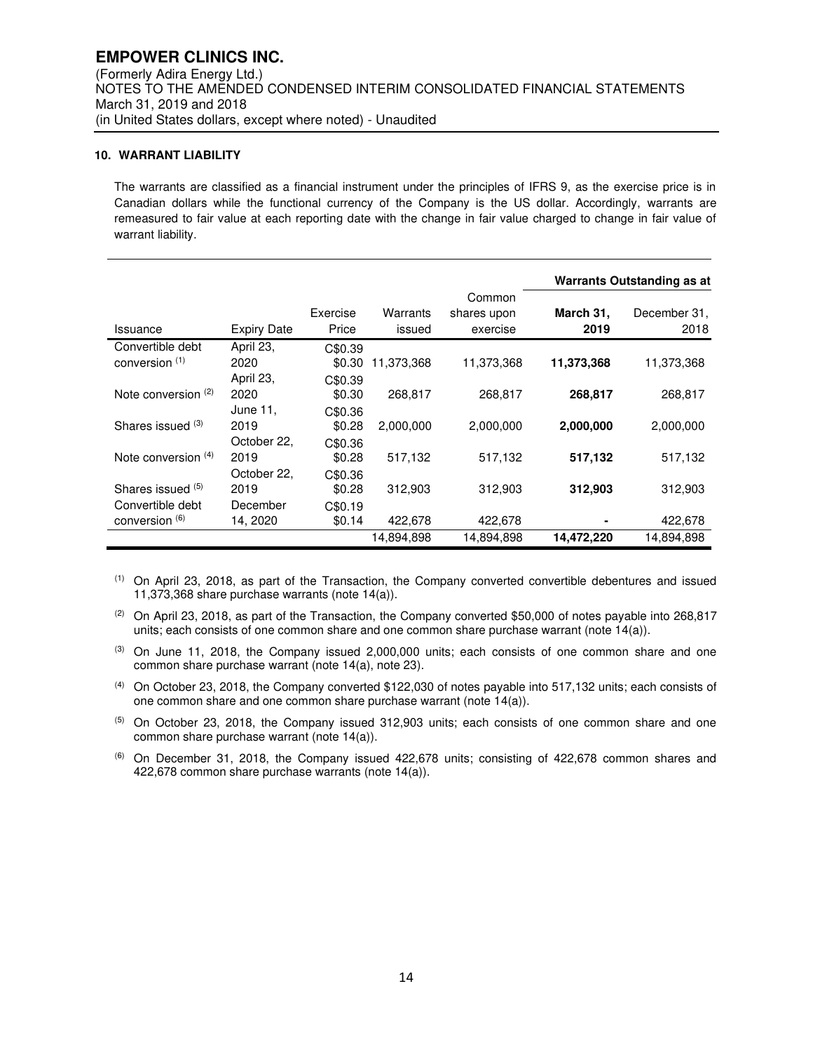# EMPOWER CLINICS INC.

(Formerly Adira Energy Ltd.)
NOTES TO THE AMENDED CONDENSED INTERIM CONSOLIDATED FINANCIAL STATEMENTS
March 31, 2019 and 2018
(in United States dollars, except where noted) - Unaudited

### 10. WARRANT LIABILITY

The warrants are classified as a financial instrument under the principles of IFRS 9, as the exercise price is in Canadian dollars while the functional currency of the Company is the US dollar. Accordingly, warrants are remeasured to fair value at each reporting date with the change in fair value charged to change in fair value of warrant liability.

| | | | | | Warrants Outstanding as at | |
|---|---|---|---|---|---|---|
| Issuance | Expiry Date | Exercise Price | Warrants issued | Common shares upon exercise | **March 31, 2019** | December 31, 2018 |
| Convertible debt conversion [1] | April 23, 2020 | C$0.39 $0.30 | 11,373,368 | 11,373,368 | **11,373,368** | 11,373,368 |
| Note conversion [2] | April 23, 2020 | C$0.39 $0.30 | 268,817 | 268,817 | **268,817** | 268,817 |
| Shares issued [3] | June 11, 2019 | C$0.36 $0.28 | 2,000,000 | 2,000,000 | **2,000,000** | 2,000,000 |
| Note conversion [4] | October 22, 2019 | C$0.36 $0.28 | 517,132 | 517,132 | **517,132** | 517,132 |
| Shares issued [5] | October 22, 2019 | C$0.36 $0.28 | 312,903 | 312,903 | **312,903** | 312,903 |
| Convertible debt conversion [6] | December 14, 2020 | C$0.19 $0.14 | 422,678 | 422,678 | **-** | 422,678 |
| | | | 14,894,898 | 14,894,898 | **14,472,220** | 14,894,898 |

[1] On April 23, 2018, as part of the Transaction, the Company converted convertible debentures and issued 11,373,368 share purchase warrants (note 14(a)).

[2] On April 23, 2018, as part of the Transaction, the Company converted $50,000 of notes payable into 268,817 units; each consists of one common share and one common share purchase warrant (note 14(a)).

[3] On June 11, 2018, the Company issued 2,000,000 units; each consists of one common share and one common share purchase warrant (note 14(a), note 23).

[4] On October 23, 2018, the Company converted $122,030 of notes payable into 517,132 units; each consists of one common share and one common share purchase warrant (note 14(a)).

[5] On October 23, 2018, the Company issued 312,903 units; each consists of one common share and one common share purchase warrant (note 14(a)).

[6] On December 31, 2018, the Company issued 422,678 units; consisting of 422,678 common shares and 422,678 common share purchase warrants (note 14(a)).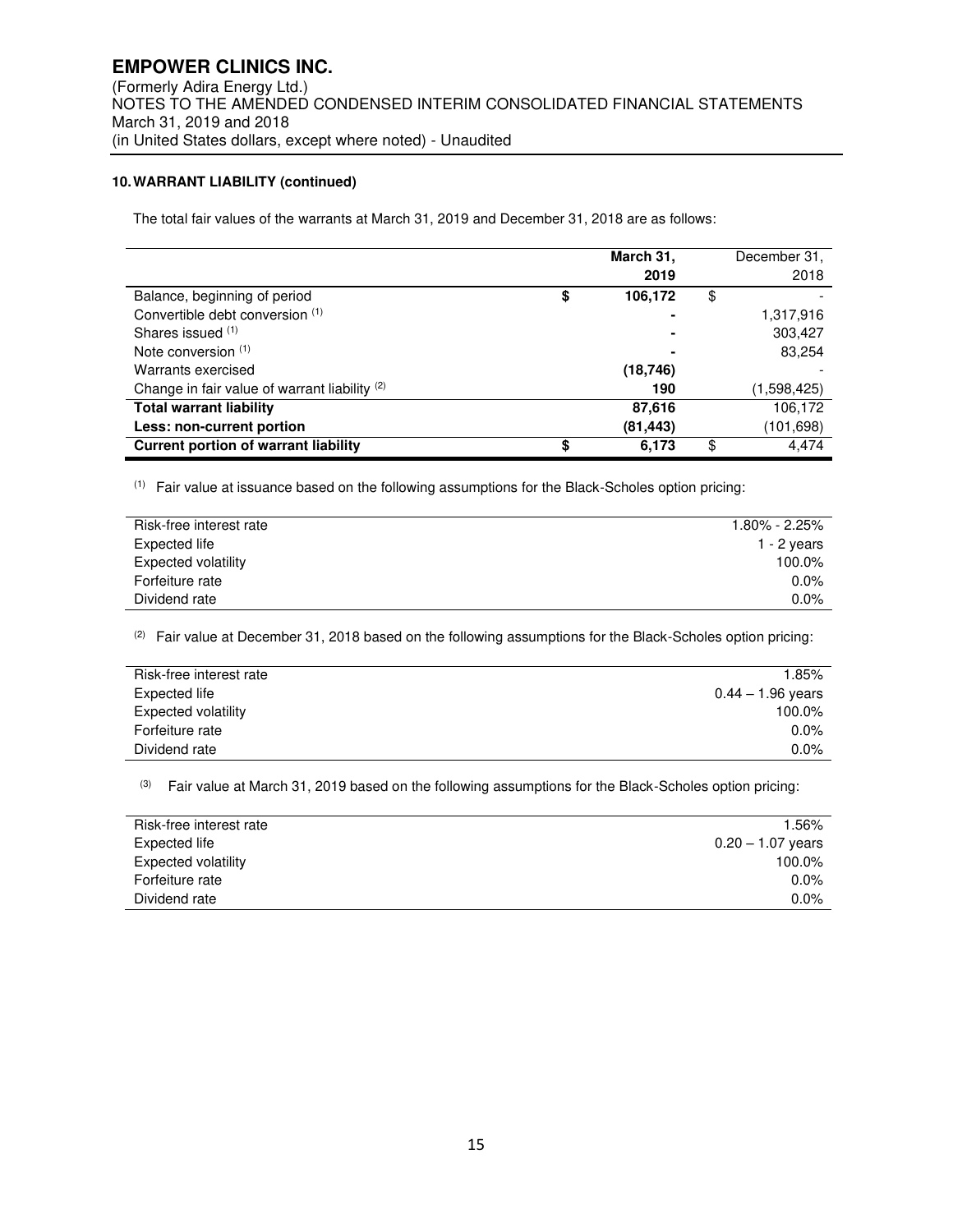#### 10. WARRANT LIABILITY (continued)

The total fair values of the warrants at March 31, 2019 and December 31, 2018 are as follows:

| | March 31, 2019 | December 31, 2018 |
|---|---|---|
| Balance, beginning of period | $ 106,172 | $ - |
| Convertible debt conversion [(1)] | - | 1,317,916 |
| Shares issued [(1)] | - | 303,427 |
| Note conversion [(1)] | - | 83,254 |
| Warrants exercised | (18,746) | - |
| Change in fair value of warrant liability [(2)] | 190 | (1,598,425) |
| **Total warrant liability** | **87,616** | 106,172 |
| **Less: non-current portion** | **(81,443)** | (101,698) |
| **Current portion of warrant liability** | **$ 6,173** | $ 4,474 |

[(1)] Fair value at issuance based on the following assumptions for the Black-Scholes option pricing:

| | |
|---|---|
| Risk-free interest rate | 1.80% - 2.25% |
| Expected life | 1 - 2 years |
| Expected volatility | 100.0% |
| Forfeiture rate | 0.0% |
| Dividend rate | 0.0% |

[(2)] Fair value at December 31, 2018 based on the following assumptions for the Black-Scholes option pricing:

| | |
|---|---|
| Risk-free interest rate | 1.85% |
| Expected life | 0.44 – 1.96 years |
| Expected volatility | 100.0% |
| Forfeiture rate | 0.0% |
| Dividend rate | 0.0% |

[(3)] Fair value at March 31, 2019 based on the following assumptions for the Black-Scholes option pricing:

| | |
|---|---|
| Risk-free interest rate | 1.56% |
| Expected life | 0.20 – 1.07 years |
| Expected volatility | 100.0% |
| Forfeiture rate | 0.0% |
| Dividend rate | 0.0% |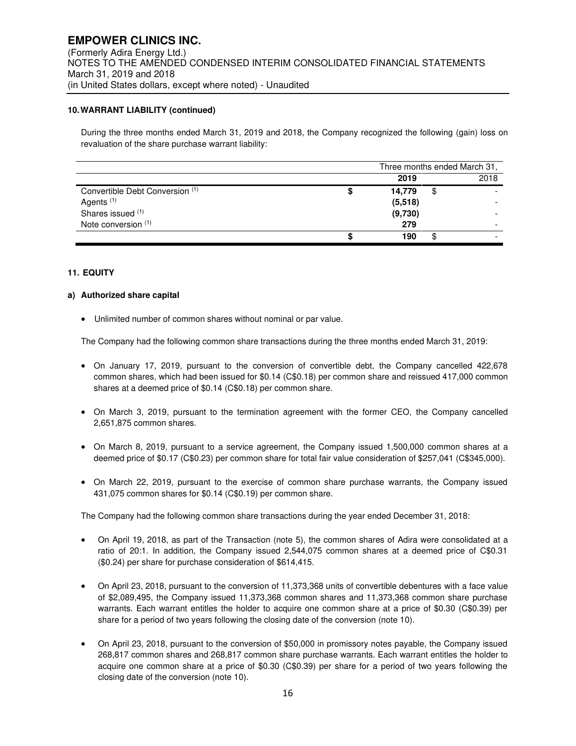### 10. WARRANT LIABILITY (continued)

During the three months ended March 31, 2019 and 2018, the Company recognized the following (gain) loss on revaluation of the share purchase warrant liability:

| | Three months ended March 31, | |
|---|---|---|
| | **2019** | 2018 |
| Convertible Debt Conversion (1) | **$ 14,779** | $ - |
| Agents (1) | **(5,518)** | - |
| Shares issued (1) | **(9,730)** | - |
| Note conversion (1) | **279** | - |
| | **$ 190** | $ - |

### 11. EQUITY

#### a) Authorized share capital

- Unlimited number of common shares without nominal or par value.

The Company had the following common share transactions during the three months ended March 31, 2019:

- On January 17, 2019, pursuant to the conversion of convertible debt, the Company cancelled 422,678 common shares, which had been issued for $0.14 (C$0.18) per common share and reissued 417,000 common shares at a deemed price of $0.14 (C$0.18) per common share.
- On March 3, 2019, pursuant to the termination agreement with the former CEO, the Company cancelled 2,651,875 common shares.
- On March 8, 2019, pursuant to a service agreement, the Company issued 1,500,000 common shares at a deemed price of $0.17 (C$0.23) per common share for total fair value consideration of $257,041 (C$345,000).
- On March 22, 2019, pursuant to the exercise of common share purchase warrants, the Company issued 431,075 common shares for $0.14 (C$0.19) per common share.

The Company had the following common share transactions during the year ended December 31, 2018:

- On April 19, 2018, as part of the Transaction (note 5), the common shares of Adira were consolidated at a ratio of 20:1. In addition, the Company issued 2,544,075 common shares at a deemed price of C$0.31 ($0.24) per share for purchase consideration of $614,415.
- On April 23, 2018, pursuant to the conversion of 11,373,368 units of convertible debentures with a face value of $2,089,495, the Company issued 11,373,368 common shares and 11,373,368 common share purchase warrants. Each warrant entitles the holder to acquire one common share at a price of $0.30 (C$0.39) per share for a period of two years following the closing date of the conversion (note 10).
- On April 23, 2018, pursuant to the conversion of $50,000 in promissory notes payable, the Company issued 268,817 common shares and 268,817 common share purchase warrants. Each warrant entitles the holder to acquire one common share at a price of $0.30 (C$0.39) per share for a period of two years following the closing date of the conversion (note 10).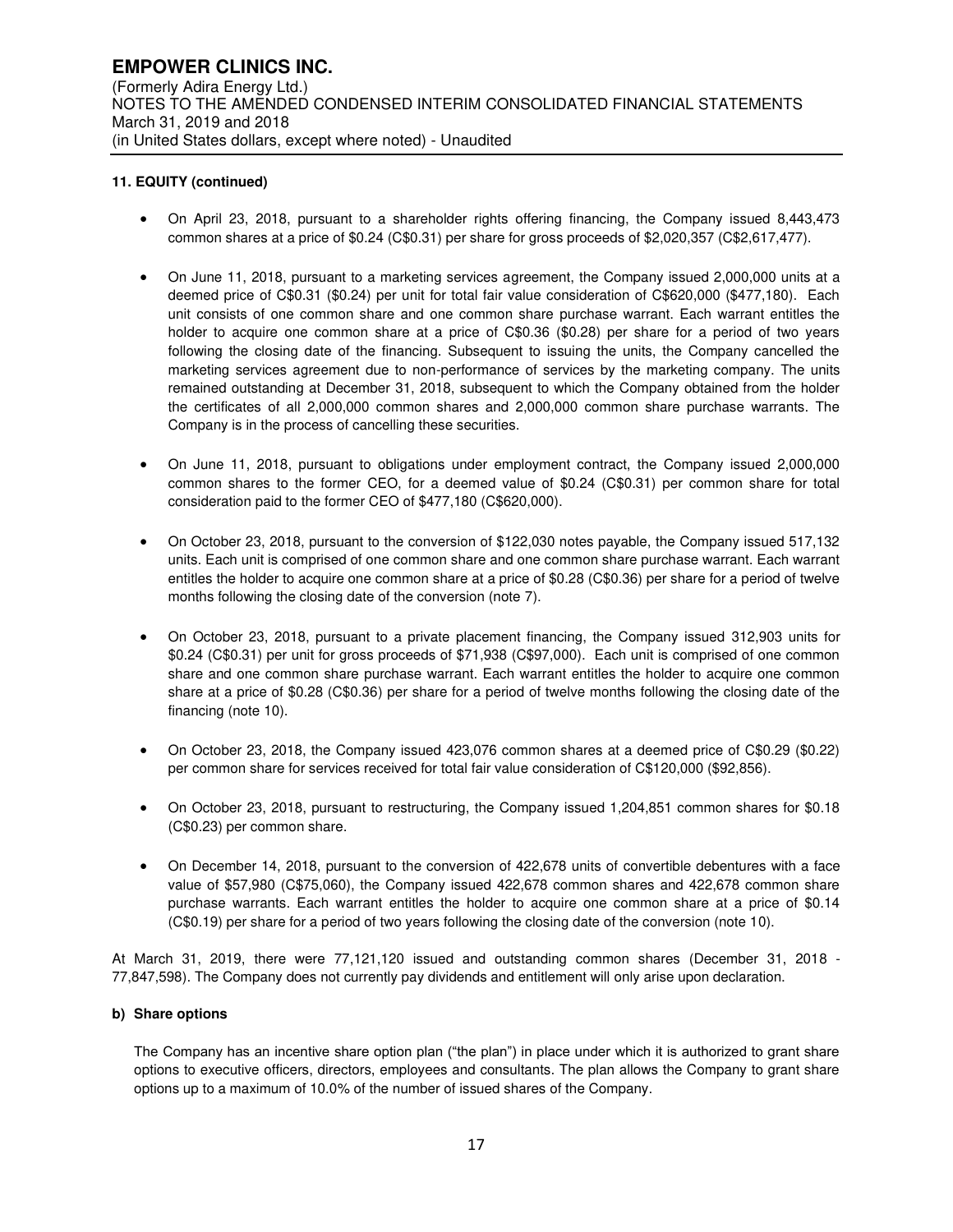**11. EQUITY (continued)**

- On April 23, 2018, pursuant to a shareholder rights offering financing, the Company issued 8,443,473 common shares at a price of $0.24 (C$0.31) per share for gross proceeds of $2,020,357 (C$2,617,477).

- On June 11, 2018, pursuant to a marketing services agreement, the Company issued 2,000,000 units at a deemed price of C$0.31 ($0.24) per unit for total fair value consideration of C$620,000 ($477,180). Each unit consists of one common share and one common share purchase warrant. Each warrant entitles the holder to acquire one common share at a price of C$0.36 ($0.28) per share for a period of two years following the closing date of the financing. Subsequent to issuing the units, the Company cancelled the marketing services agreement due to non-performance of services by the marketing company. The units remained outstanding at December 31, 2018, subsequent to which the Company obtained from the holder the certificates of all 2,000,000 common shares and 2,000,000 common share purchase warrants. The Company is in the process of cancelling these securities.

- On June 11, 2018, pursuant to obligations under employment contract, the Company issued 2,000,000 common shares to the former CEO, for a deemed value of $0.24 (C$0.31) per common share for total consideration paid to the former CEO of $477,180 (C$620,000).

- On October 23, 2018, pursuant to the conversion of $122,030 notes payable, the Company issued 517,132 units. Each unit is comprised of one common share and one common share purchase warrant. Each warrant entitles the holder to acquire one common share at a price of $0.28 (C$0.36) per share for a period of twelve months following the closing date of the conversion (note 7).

- On October 23, 2018, pursuant to a private placement financing, the Company issued 312,903 units for $0.24 (C$0.31) per unit for gross proceeds of $71,938 (C$97,000). Each unit is comprised of one common share and one common share purchase warrant. Each warrant entitles the holder to acquire one common share at a price of $0.28 (C$0.36) per share for a period of twelve months following the closing date of the financing (note 10).

- On October 23, 2018, the Company issued 423,076 common shares at a deemed price of C$0.29 ($0.22) per common share for services received for total fair value consideration of C$120,000 ($92,856).

- On October 23, 2018, pursuant to restructuring, the Company issued 1,204,851 common shares for $0.18 (C$0.23) per common share.

- On December 14, 2018, pursuant to the conversion of 422,678 units of convertible debentures with a face value of $57,980 (C$75,060), the Company issued 422,678 common shares and 422,678 common share purchase warrants. Each warrant entitles the holder to acquire one common share at a price of $0.14 (C$0.19) per share for a period of two years following the closing date of the conversion (note 10).

At March 31, 2019, there were 77,121,120 issued and outstanding common shares (December 31, 2018 - 77,847,598). The Company does not currently pay dividends and entitlement will only arise upon declaration.

**b) Share options**

The Company has an incentive share option plan ("the plan") in place under which it is authorized to grant share options to executive officers, directors, employees and consultants. The plan allows the Company to grant share options up to a maximum of 10.0% of the number of issued shares of the Company.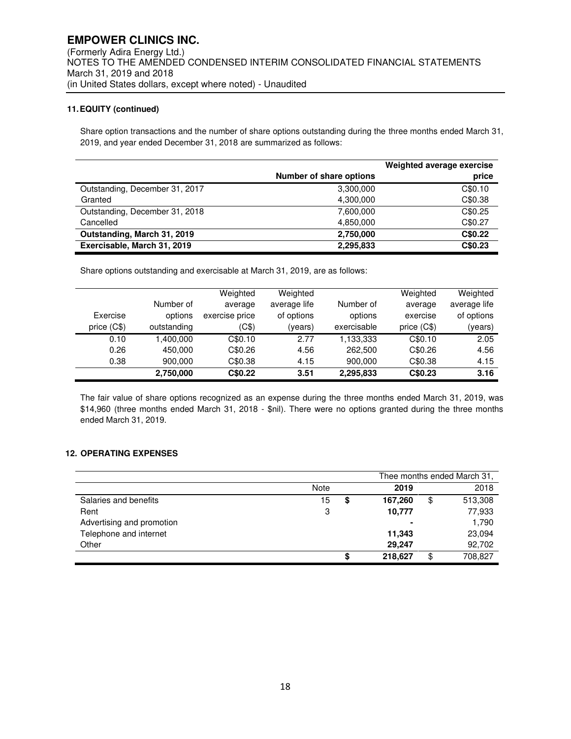## 11. EQUITY (continued)

Share option transactions and the number of share options outstanding during the three months ended March 31, 2019, and year ended December 31, 2018 are summarized as follows:

| | Number of share options | Weighted average exercise price |
|---|---|---|
| Outstanding, December 31, 2017 | 3,300,000 | C$0.10 |
| Granted | 4,300,000 | C$0.38 |
| Outstanding, December 31, 2018 | 7,600,000 | C$0.25 |
| Cancelled | 4,850,000 | C$0.27 |
| **Outstanding, March 31, 2019** | **2,750,000** | **C$0.22** |
| **Exercisable, March 31, 2019** | **2,295,833** | **C$0.23** |

Share options outstanding and exercisable at March 31, 2019, are as follows:

| Exercise price (C$) | Number of options outstanding | Weighted average exercise price (C$) | Weighted average life of options (years) | Number of options exercisable | Weighted average exercise price (C$) | Weighted average life of options (years) |
|---|---|---|---|---|---|---|
| 0.10 | 1,400,000 | C$0.10 | 2.77 | 1,133,333 | C$0.10 | 2.05 |
| 0.26 | 450,000 | C$0.26 | 4.56 | 262,500 | C$0.26 | 4.56 |
| 0.38 | 900,000 | C$0.38 | 4.15 | 900,000 | C$0.38 | 4.15 |
| | **2,750,000** | **C$0.22** | **3.51** | **2,295,833** | **C$0.23** | **3.16** |

The fair value of share options recognized as an expense during the three months ended March 31, 2019, was $14,960 (three months ended March 31, 2018 - $nil). There were no options granted during the three months ended March 31, 2019.

## 12. OPERATING EXPENSES

| | Note | Thee months ended March 31, 2019 | 2018 |
|---|---|---|---|
| Salaries and benefits | 15 | **$ 167,260** | $ 513,308 |
| Rent | 3 | **10,777** | 77,933 |
| Advertising and promotion | | **-** | 1,790 |
| Telephone and internet | | **11,343** | 23,094 |
| Other | | **29,247** | 92,702 |
| | | **$ 218,627** | $ 708,827 |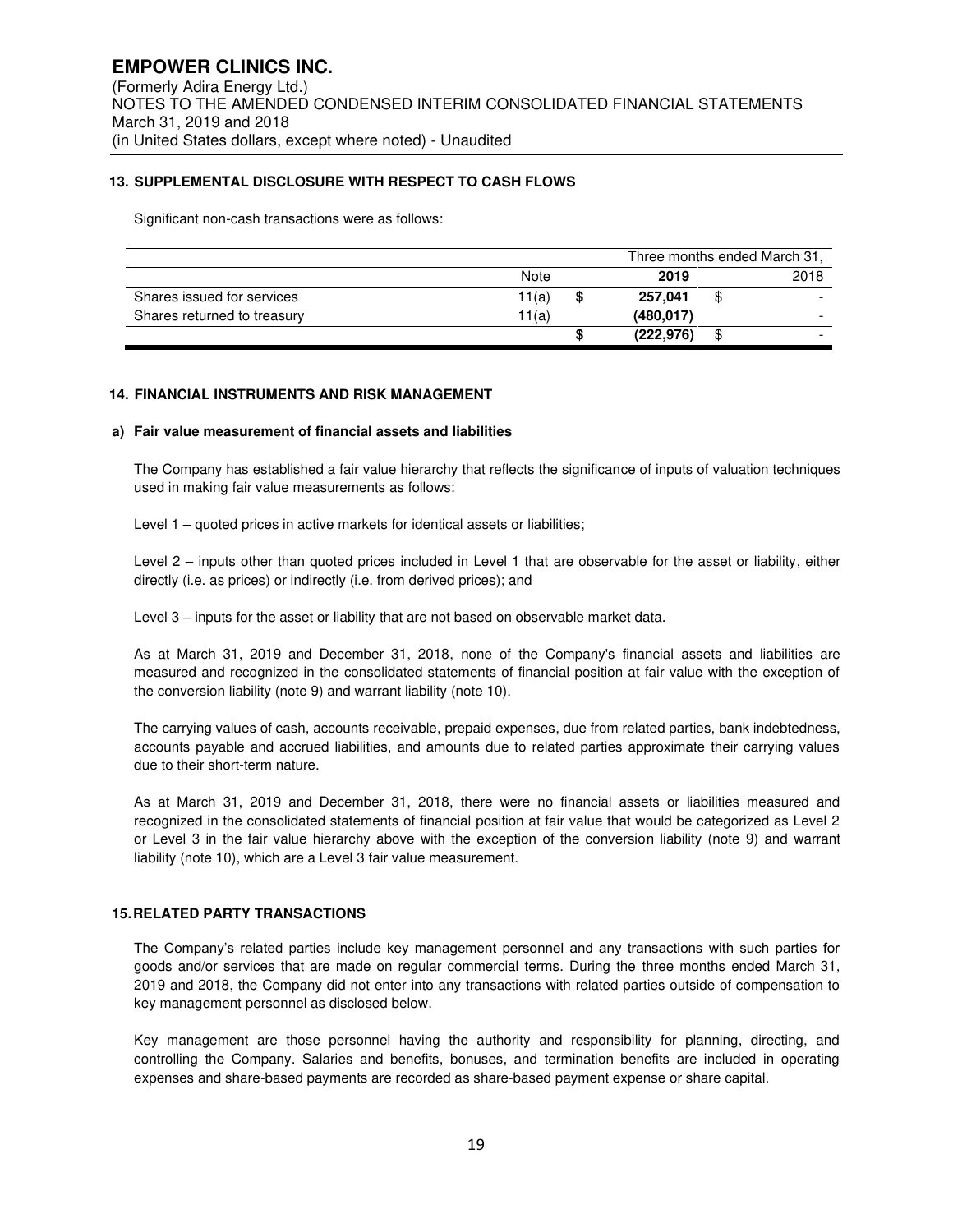### 13. SUPPLEMENTAL DISCLOSURE WITH RESPECT TO CASH FLOWS

Significant non-cash transactions were as follows:

| | | Three months ended March 31, | |
|---|---|---|---|
| | Note | **2019** | 2018 |
| Shares issued for services | 11(a) | **$ 257,041** | $ - |
| Shares returned to treasury | 11(a) | **(480,017)** | - |
| | | **$ (222,976)** | $ - |

### 14. FINANCIAL INSTRUMENTS AND RISK MANAGEMENT

#### a) Fair value measurement of financial assets and liabilities

The Company has established a fair value hierarchy that reflects the significance of inputs of valuation techniques used in making fair value measurements as follows:

Level 1 – quoted prices in active markets for identical assets or liabilities;

Level 2 – inputs other than quoted prices included in Level 1 that are observable for the asset or liability, either directly (i.e. as prices) or indirectly (i.e. from derived prices); and

Level 3 – inputs for the asset or liability that are not based on observable market data.

As at March 31, 2019 and December 31, 2018, none of the Company's financial assets and liabilities are measured and recognized in the consolidated statements of financial position at fair value with the exception of the conversion liability (note 9) and warrant liability (note 10).

The carrying values of cash, accounts receivable, prepaid expenses, due from related parties, bank indebtedness, accounts payable and accrued liabilities, and amounts due to related parties approximate their carrying values due to their short-term nature.

As at March 31, 2019 and December 31, 2018, there were no financial assets or liabilities measured and recognized in the consolidated statements of financial position at fair value that would be categorized as Level 2 or Level 3 in the fair value hierarchy above with the exception of the conversion liability (note 9) and warrant liability (note 10), which are a Level 3 fair value measurement.

### 15. RELATED PARTY TRANSACTIONS

The Company's related parties include key management personnel and any transactions with such parties for goods and/or services that are made on regular commercial terms. During the three months ended March 31, 2019 and 2018, the Company did not enter into any transactions with related parties outside of compensation to key management personnel as disclosed below.

Key management are those personnel having the authority and responsibility for planning, directing, and controlling the Company. Salaries and benefits, bonuses, and termination benefits are included in operating expenses and share-based payments are recorded as share-based payment expense or share capital.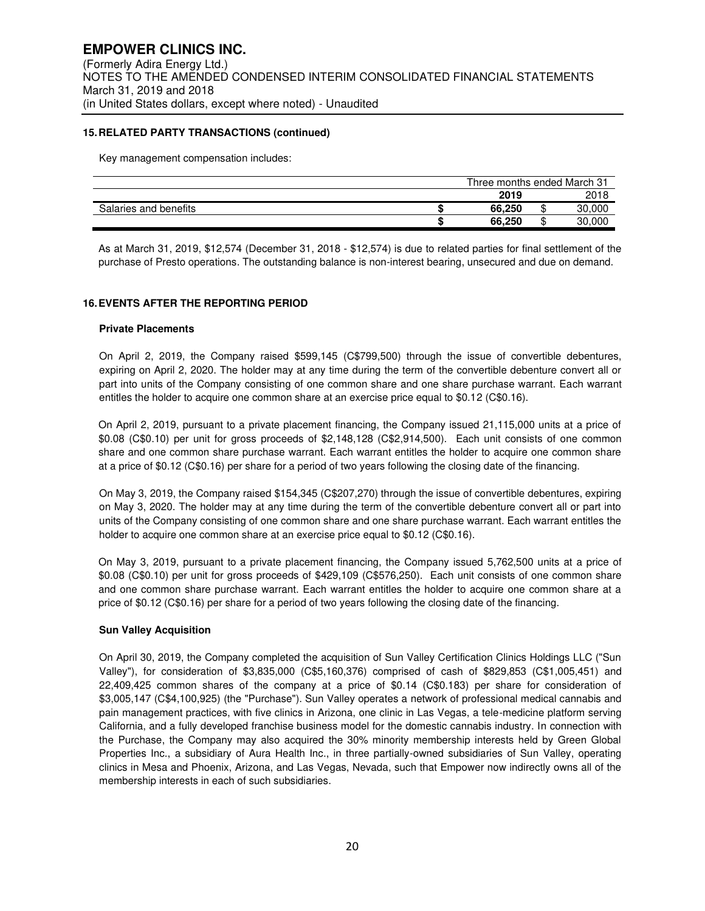## 15. RELATED PARTY TRANSACTIONS (continued)

Key management compensation includes:

| | Three months ended March 31 | |
|---|---|---|
| | **2019** | 2018 |
| Salaries and benefits | **$ 66,250** | $ 30,000 |
| | **$ 66,250** | $ 30,000 |

As at March 31, 2019, $12,574 (December 31, 2018 - $12,574) is due to related parties for final settlement of the purchase of Presto operations. The outstanding balance is non-interest bearing, unsecured and due on demand.

## 16. EVENTS AFTER THE REPORTING PERIOD

### Private Placements

On April 2, 2019, the Company raised $599,145 (C$799,500) through the issue of convertible debentures, expiring on April 2, 2020. The holder may at any time during the term of the convertible debenture convert all or part into units of the Company consisting of one common share and one share purchase warrant. Each warrant entitles the holder to acquire one common share at an exercise price equal to $0.12 (C$0.16).

On April 2, 2019, pursuant to a private placement financing, the Company issued 21,115,000 units at a price of $0.08 (C$0.10) per unit for gross proceeds of $2,148,128 (C$2,914,500). Each unit consists of one common share and one common share purchase warrant. Each warrant entitles the holder to acquire one common share at a price of $0.12 (C$0.16) per share for a period of two years following the closing date of the financing.

On May 3, 2019, the Company raised $154,345 (C$207,270) through the issue of convertible debentures, expiring on May 3, 2020. The holder may at any time during the term of the convertible debenture convert all or part into units of the Company consisting of one common share and one share purchase warrant. Each warrant entitles the holder to acquire one common share at an exercise price equal to $0.12 (C$0.16).

On May 3, 2019, pursuant to a private placement financing, the Company issued 5,762,500 units at a price of $0.08 (C$0.10) per unit for gross proceeds of $429,109 (C$576,250). Each unit consists of one common share and one common share purchase warrant. Each warrant entitles the holder to acquire one common share at a price of $0.12 (C$0.16) per share for a period of two years following the closing date of the financing.

### Sun Valley Acquisition

On April 30, 2019, the Company completed the acquisition of Sun Valley Certification Clinics Holdings LLC ("Sun Valley"), for consideration of $3,835,000 (C$5,160,376) comprised of cash of $829,853 (C$1,005,451) and 22,409,425 common shares of the company at a price of $0.14 (C$0.183) per share for consideration of $3,005,147 (C$4,100,925) (the "Purchase"). Sun Valley operates a network of professional medical cannabis and pain management practices, with five clinics in Arizona, one clinic in Las Vegas, a tele-medicine platform serving California, and a fully developed franchise business model for the domestic cannabis industry. In connection with the Purchase, the Company may also acquired the 30% minority membership interests held by Green Global Properties Inc., a subsidiary of Aura Health Inc., in three partially-owned subsidiaries of Sun Valley, operating clinics in Mesa and Phoenix, Arizona, and Las Vegas, Nevada, such that Empower now indirectly owns all of the membership interests in each of such subsidiaries.